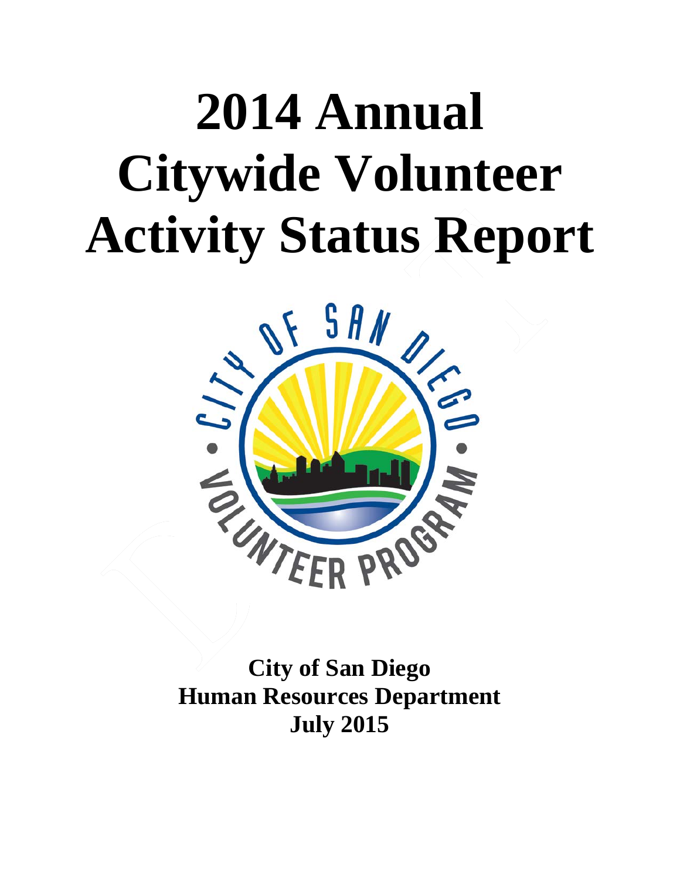# 2014 Annual Citywide Volunteer Activity Status Report

**City of San Diego**
**Human Resources Department**
**July 2015**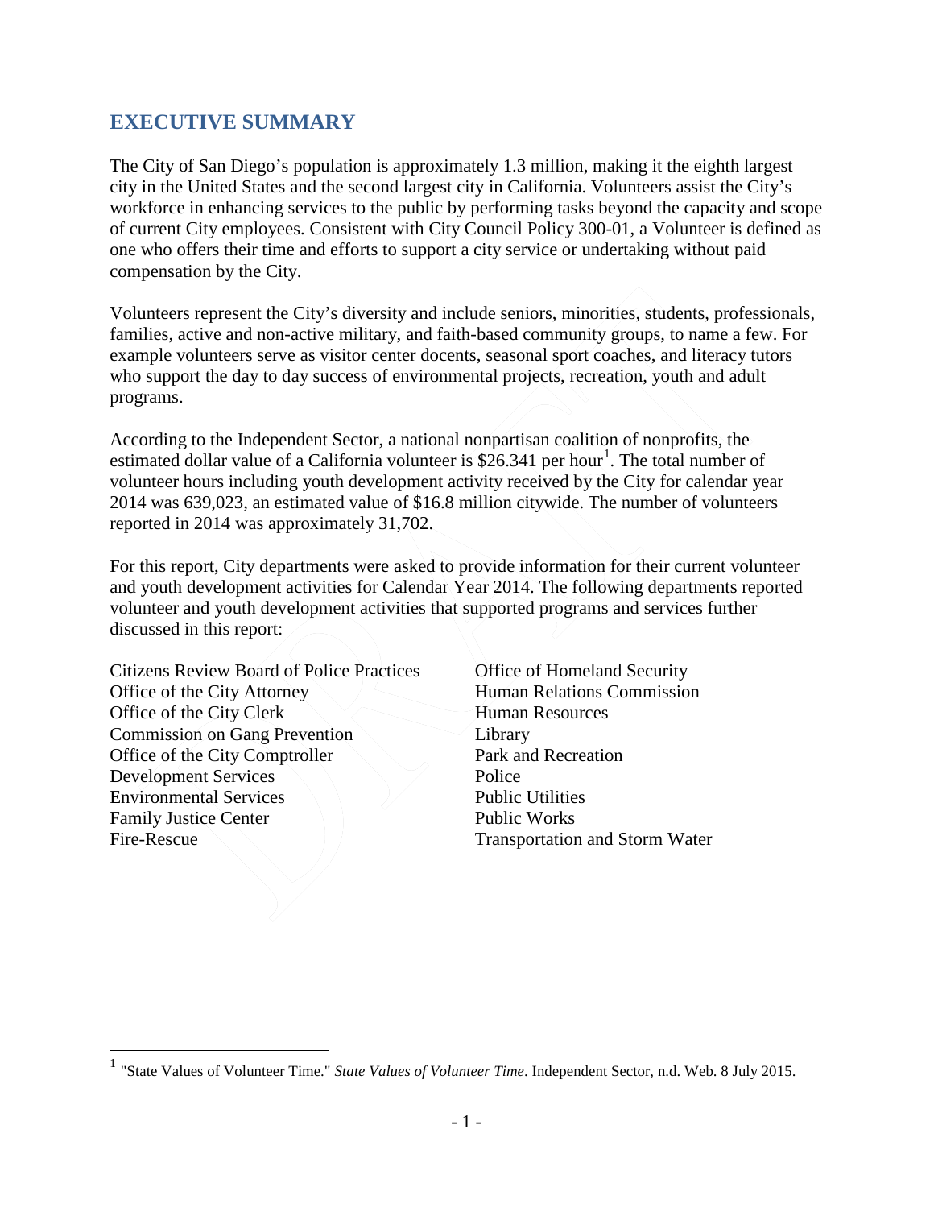## EXECUTIVE SUMMARY

The City of San Diego's population is approximately 1.3 million, making it the eighth largest city in the United States and the second largest city in California. Volunteers assist the City's workforce in enhancing services to the public by performing tasks beyond the capacity and scope of current City employees. Consistent with City Council Policy 300-01, a Volunteer is defined as one who offers their time and efforts to support a city service or undertaking without paid compensation by the City.

Volunteers represent the City's diversity and include seniors, minorities, students, professionals, families, active and non-active military, and faith-based community groups, to name a few. For example volunteers serve as visitor center docents, seasonal sport coaches, and literacy tutors who support the day to day success of environmental projects, recreation, youth and adult programs.

According to the Independent Sector, a national nonpartisan coalition of nonprofits, the estimated dollar value of a California volunteer is $26.341 per hour[1]. The total number of volunteer hours including youth development activity received by the City for calendar year 2014 was 639,023, an estimated value of $16.8 million citywide. The number of volunteers reported in 2014 was approximately 31,702.

For this report, City departments were asked to provide information for their current volunteer and youth development activities for Calendar Year 2014. The following departments reported volunteer and youth development activities that supported programs and services further discussed in this report:

Citizens Review Board of Police Practices
Office of the City Attorney
Office of the City Clerk
Commission on Gang Prevention
Office of the City Comptroller
Development Services
Environmental Services
Family Justice Center
Fire-Rescue
Office of Homeland Security
Human Relations Commission
Human Resources
Library
Park and Recreation
Police
Public Utilities
Public Works
Transportation and Storm Water

---

[1] "State Values of Volunteer Time." *State Values of Volunteer Time*. Independent Sector, n.d. Web. 8 July 2015.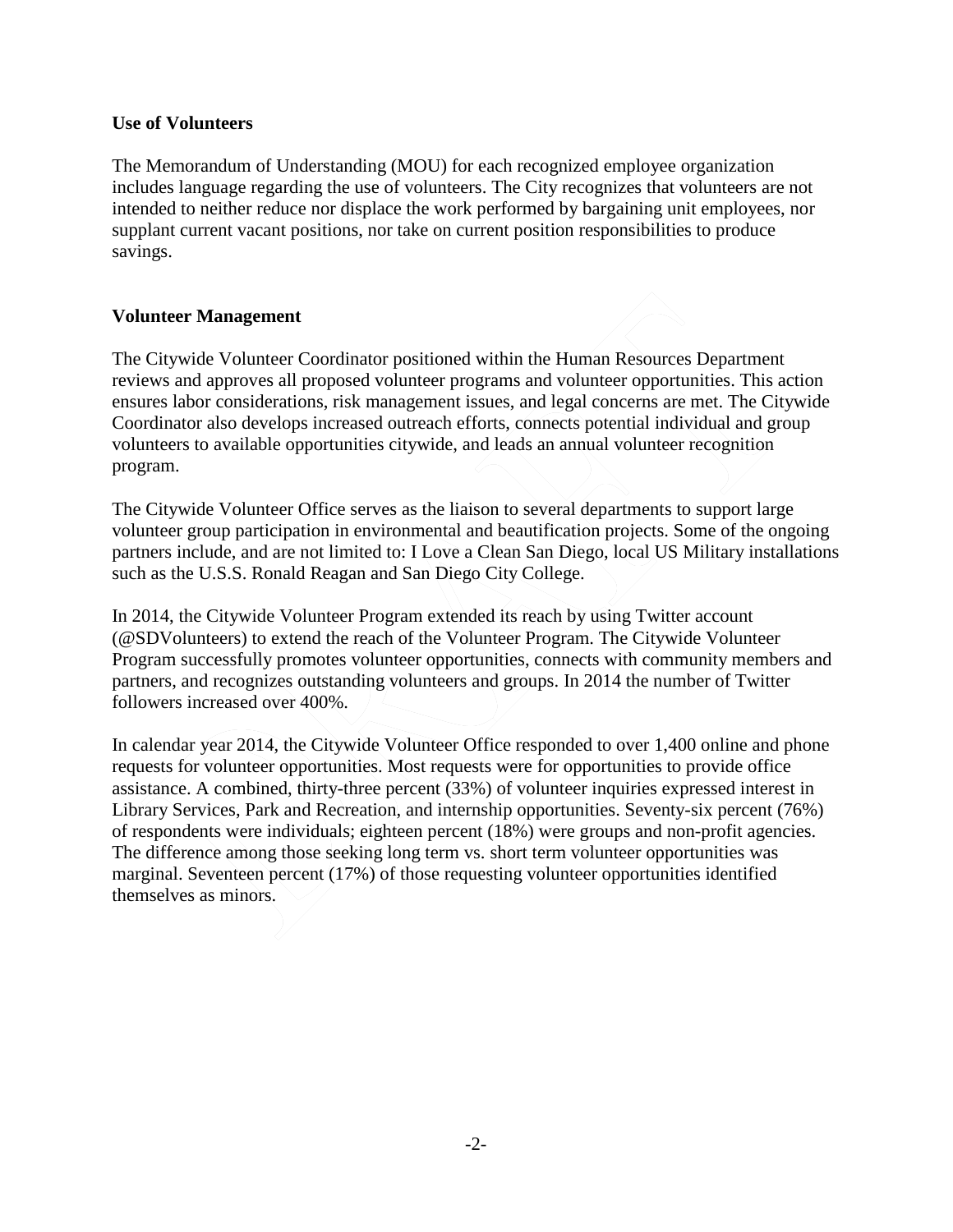**Use of Volunteers**

The Memorandum of Understanding (MOU) for each recognized employee organization includes language regarding the use of volunteers. The City recognizes that volunteers are not intended to neither reduce nor displace the work performed by bargaining unit employees, nor supplant current vacant positions, nor take on current position responsibilities to produce savings.

**Volunteer Management**

The Citywide Volunteer Coordinator positioned within the Human Resources Department reviews and approves all proposed volunteer programs and volunteer opportunities. This action ensures labor considerations, risk management issues, and legal concerns are met. The Citywide Coordinator also develops increased outreach efforts, connects potential individual and group volunteers to available opportunities citywide, and leads an annual volunteer recognition program.

The Citywide Volunteer Office serves as the liaison to several departments to support large volunteer group participation in environmental and beautification projects. Some of the ongoing partners include, and are not limited to: I Love a Clean San Diego, local US Military installations such as the U.S.S. Ronald Reagan and San Diego City College.

In 2014, the Citywide Volunteer Program extended its reach by using Twitter account (@SDVolunteers) to extend the reach of the Volunteer Program. The Citywide Volunteer Program successfully promotes volunteer opportunities, connects with community members and partners, and recognizes outstanding volunteers and groups. In 2014 the number of Twitter followers increased over 400%.

In calendar year 2014, the Citywide Volunteer Office responded to over 1,400 online and phone requests for volunteer opportunities. Most requests were for opportunities to provide office assistance. A combined, thirty-three percent (33%) of volunteer inquiries expressed interest in Library Services, Park and Recreation, and internship opportunities. Seventy-six percent (76%) of respondents were individuals; eighteen percent (18%) were groups and non-profit agencies. The difference among those seeking long term vs. short term volunteer opportunities was marginal. Seventeen percent (17%) of those requesting volunteer opportunities identified themselves as minors.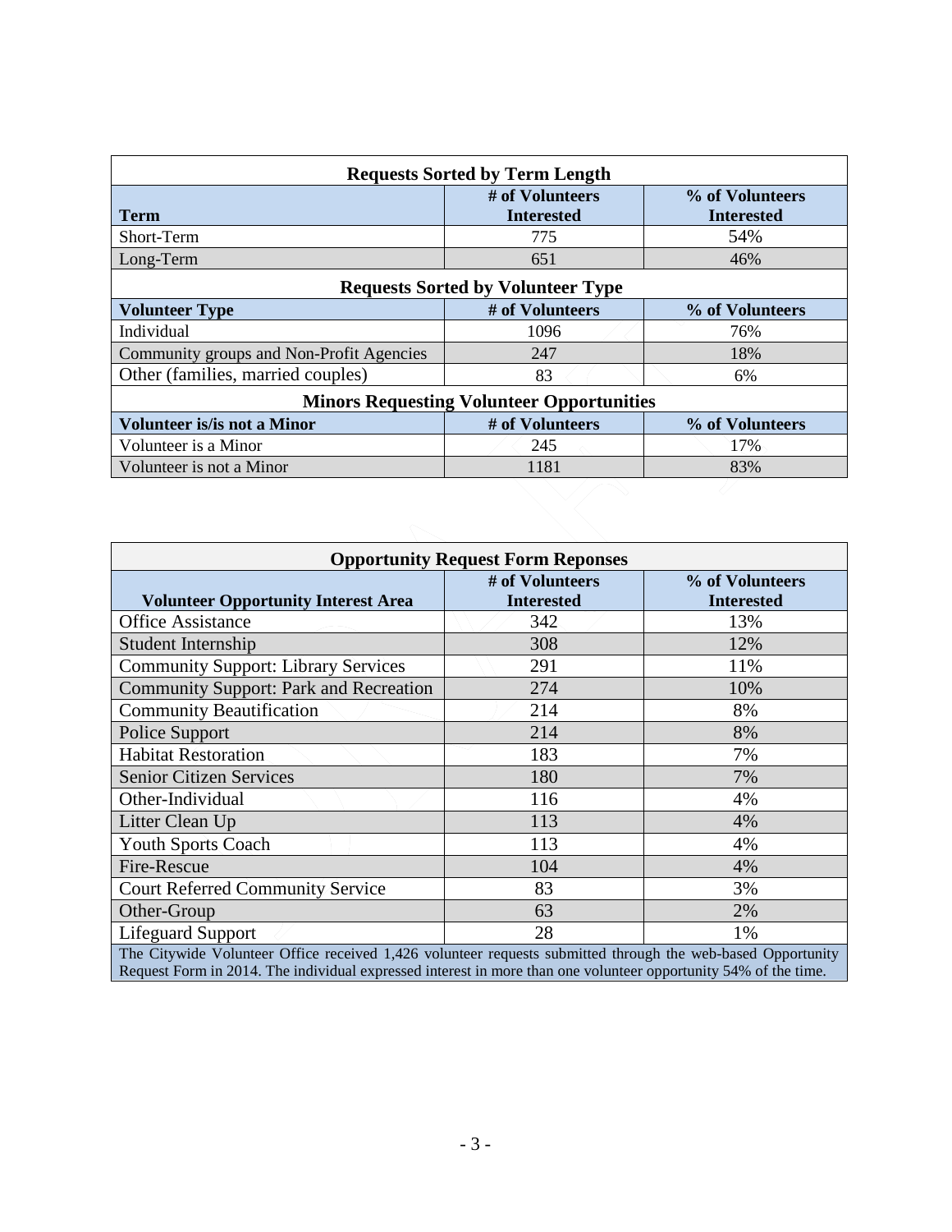| Requests Sorted by Term Length | | |
|---|---|---|
| **Term** | **# of Volunteers Interested** | **% of Volunteers Interested** |
| Short-Term | 775 | 54% |
| Long-Term | 651 | 46% |
| **Requests Sorted by Volunteer Type** | | |
| **Volunteer Type** | **# of Volunteers** | **% of Volunteers** |
| Individual | 1096 | 76% |
| Community groups and Non-Profit Agencies | 247 | 18% |
| Other (families, married couples) | 83 | 6% |
| **Minors Requesting Volunteer Opportunities** | | |
| **Volunteer is/is not a Minor** | **# of Volunteers** | **% of Volunteers** |
| Volunteer is a Minor | 245 | 17% |
| Volunteer is not a Minor | 1181 | 83% |

| Opportunity Request Form Reponses | | |
|---|---|---|
| **Volunteer Opportunity Interest Area** | **# of Volunteers Interested** | **% of Volunteers Interested** |
| Office Assistance | 342 | 13% |
| Student Internship | 308 | 12% |
| Community Support: Library Services | 291 | 11% |
| Community Support: Park and Recreation | 274 | 10% |
| Community Beautification | 214 | 8% |
| Police Support | 214 | 8% |
| Habitat Restoration | 183 | 7% |
| Senior Citizen Services | 180 | 7% |
| Other-Individual | 116 | 4% |
| Litter Clean Up | 113 | 4% |
| Youth Sports Coach | 113 | 4% |
| Fire-Rescue | 104 | 4% |
| Court Referred Community Service | 83 | 3% |
| Other-Group | 63 | 2% |
| Lifeguard Support | 28 | 1% |
| The Citywide Volunteer Office received 1,426 volunteer requests submitted through the web-based Opportunity Request Form in 2014. The individual expressed interest in more than one volunteer opportunity 54% of the time. | | |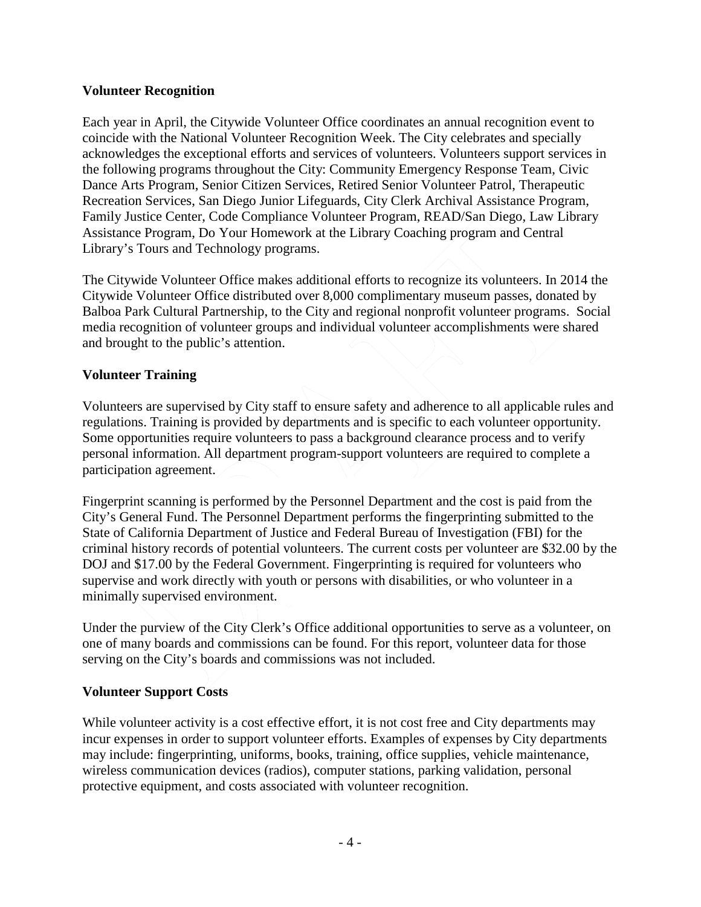## Volunteer Recognition

Each year in April, the Citywide Volunteer Office coordinates an annual recognition event to coincide with the National Volunteer Recognition Week. The City celebrates and specially acknowledges the exceptional efforts and services of volunteers. Volunteers support services in the following programs throughout the City: Community Emergency Response Team, Civic Dance Arts Program, Senior Citizen Services, Retired Senior Volunteer Patrol, Therapeutic Recreation Services, San Diego Junior Lifeguards, City Clerk Archival Assistance Program, Family Justice Center, Code Compliance Volunteer Program, READ/San Diego, Law Library Assistance Program, Do Your Homework at the Library Coaching program and Central Library's Tours and Technology programs.

The Citywide Volunteer Office makes additional efforts to recognize its volunteers. In 2014 the Citywide Volunteer Office distributed over 8,000 complimentary museum passes, donated by Balboa Park Cultural Partnership, to the City and regional nonprofit volunteer programs. Social media recognition of volunteer groups and individual volunteer accomplishments were shared and brought to the public's attention.

## Volunteer Training

Volunteers are supervised by City staff to ensure safety and adherence to all applicable rules and regulations. Training is provided by departments and is specific to each volunteer opportunity. Some opportunities require volunteers to pass a background clearance process and to verify personal information. All department program-support volunteers are required to complete a participation agreement.

Fingerprint scanning is performed by the Personnel Department and the cost is paid from the City's General Fund. The Personnel Department performs the fingerprinting submitted to the State of California Department of Justice and Federal Bureau of Investigation (FBI) for the criminal history records of potential volunteers. The current costs per volunteer are $32.00 by the DOJ and $17.00 by the Federal Government. Fingerprinting is required for volunteers who supervise and work directly with youth or persons with disabilities, or who volunteer in a minimally supervised environment.

Under the purview of the City Clerk's Office additional opportunities to serve as a volunteer, on one of many boards and commissions can be found. For this report, volunteer data for those serving on the City's boards and commissions was not included.

## Volunteer Support Costs

While volunteer activity is a cost effective effort, it is not cost free and City departments may incur expenses in order to support volunteer efforts. Examples of expenses by City departments may include: fingerprinting, uniforms, books, training, office supplies, vehicle maintenance, wireless communication devices (radios), computer stations, parking validation, personal protective equipment, and costs associated with volunteer recognition.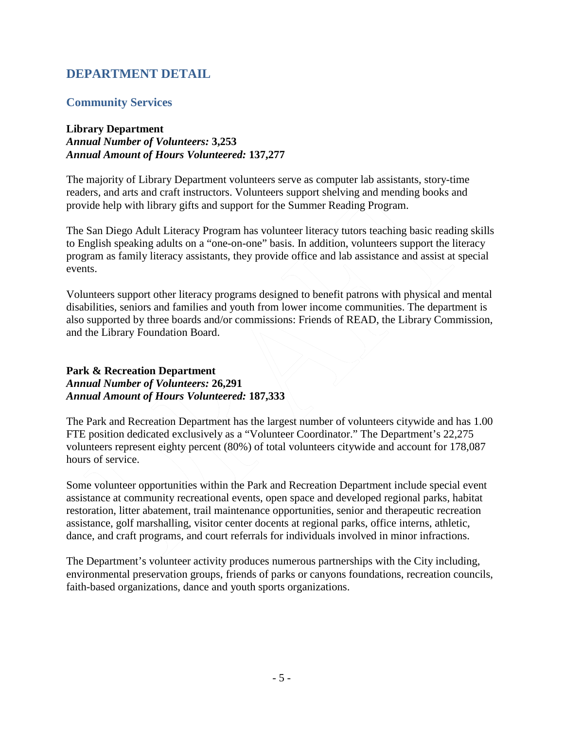## DEPARTMENT DETAIL

### Community Services

**Library Department**
***Annual Number of Volunteers:*** **3,253**
***Annual Amount of Hours Volunteered:*** **137,277**

The majority of Library Department volunteers serve as computer lab assistants, story-time readers, and arts and craft instructors. Volunteers support shelving and mending books and provide help with library gifts and support for the Summer Reading Program.

The San Diego Adult Literacy Program has volunteer literacy tutors teaching basic reading skills to English speaking adults on a "one-on-one" basis. In addition, volunteers support the literacy program as family literacy assistants, they provide office and lab assistance and assist at special events.

Volunteers support other literacy programs designed to benefit patrons with physical and mental disabilities, seniors and families and youth from lower income communities. The department is also supported by three boards and/or commissions: Friends of READ, the Library Commission, and the Library Foundation Board.

**Park & Recreation Department**
***Annual Number of Volunteers:*** **26,291**
***Annual Amount of Hours Volunteered:*** **187,333**

The Park and Recreation Department has the largest number of volunteers citywide and has 1.00 FTE position dedicated exclusively as a "Volunteer Coordinator." The Department's 22,275 volunteers represent eighty percent (80%) of total volunteers citywide and account for 178,087 hours of service.

Some volunteer opportunities within the Park and Recreation Department include special event assistance at community recreational events, open space and developed regional parks, habitat restoration, litter abatement, trail maintenance opportunities, senior and therapeutic recreation assistance, golf marshalling, visitor center docents at regional parks, office interns, athletic, dance, and craft programs, and court referrals for individuals involved in minor infractions.

The Department's volunteer activity produces numerous partnerships with the City including, environmental preservation groups, friends of parks or canyons foundations, recreation councils, faith-based organizations, dance and youth sports organizations.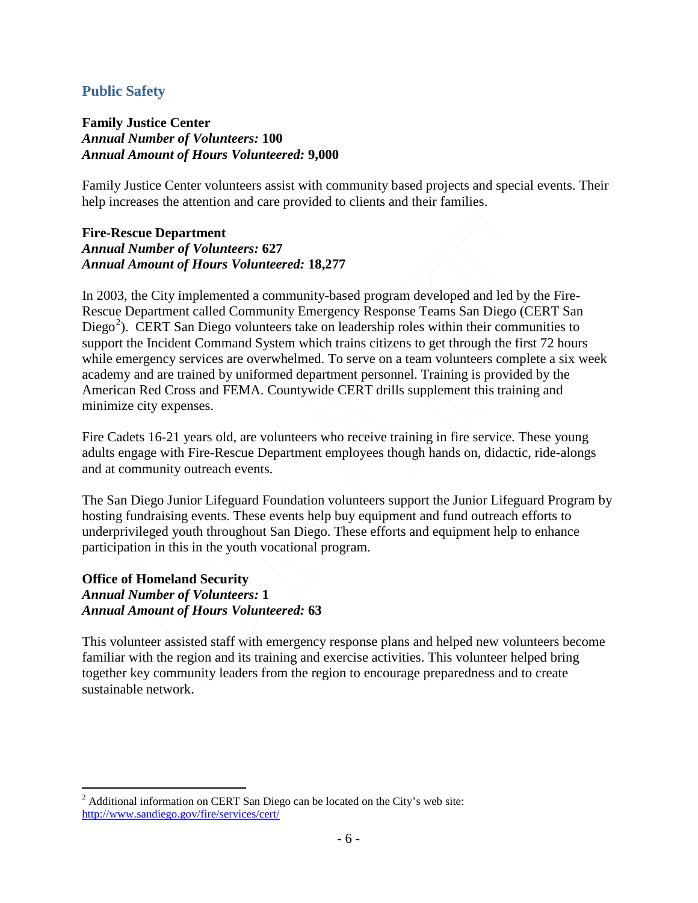## Public Safety

**Family Justice Center**
***Annual Number of Volunteers:* 100**
***Annual Amount of Hours Volunteered:* 9,000**

Family Justice Center volunteers assist with community based projects and special events. Their help increases the attention and care provided to clients and their families.

**Fire-Rescue Department**
***Annual Number of Volunteers:* 627**
***Annual Amount of Hours Volunteered:* 18,277**

In 2003, the City implemented a community-based program developed and led by the Fire-Rescue Department called Community Emergency Response Teams San Diego (CERT San Diego[2]). CERT San Diego volunteers take on leadership roles within their communities to support the Incident Command System which trains citizens to get through the first 72 hours while emergency services are overwhelmed. To serve on a team volunteers complete a six week academy and are trained by uniformed department personnel. Training is provided by the American Red Cross and FEMA. Countywide CERT drills supplement this training and minimize city expenses.

Fire Cadets 16-21 years old, are volunteers who receive training in fire service. These young adults engage with Fire-Rescue Department employees though hands on, didactic, ride-alongs and at community outreach events.

The San Diego Junior Lifeguard Foundation volunteers support the Junior Lifeguard Program by hosting fundraising events. These events help buy equipment and fund outreach efforts to underprivileged youth throughout San Diego. These efforts and equipment help to enhance participation in this in the youth vocational program.

**Office of Homeland Security**
***Annual Number of Volunteers:* 1**
***Annual Amount of Hours Volunteered:* 63**

This volunteer assisted staff with emergency response plans and helped new volunteers become familiar with the region and its training and exercise activities. This volunteer helped bring together key community leaders from the region to encourage preparedness and to create sustainable network.

---

[2] Additional information on CERT San Diego can be located on the City's web site: http://www.sandiego.gov/fire/services/cert/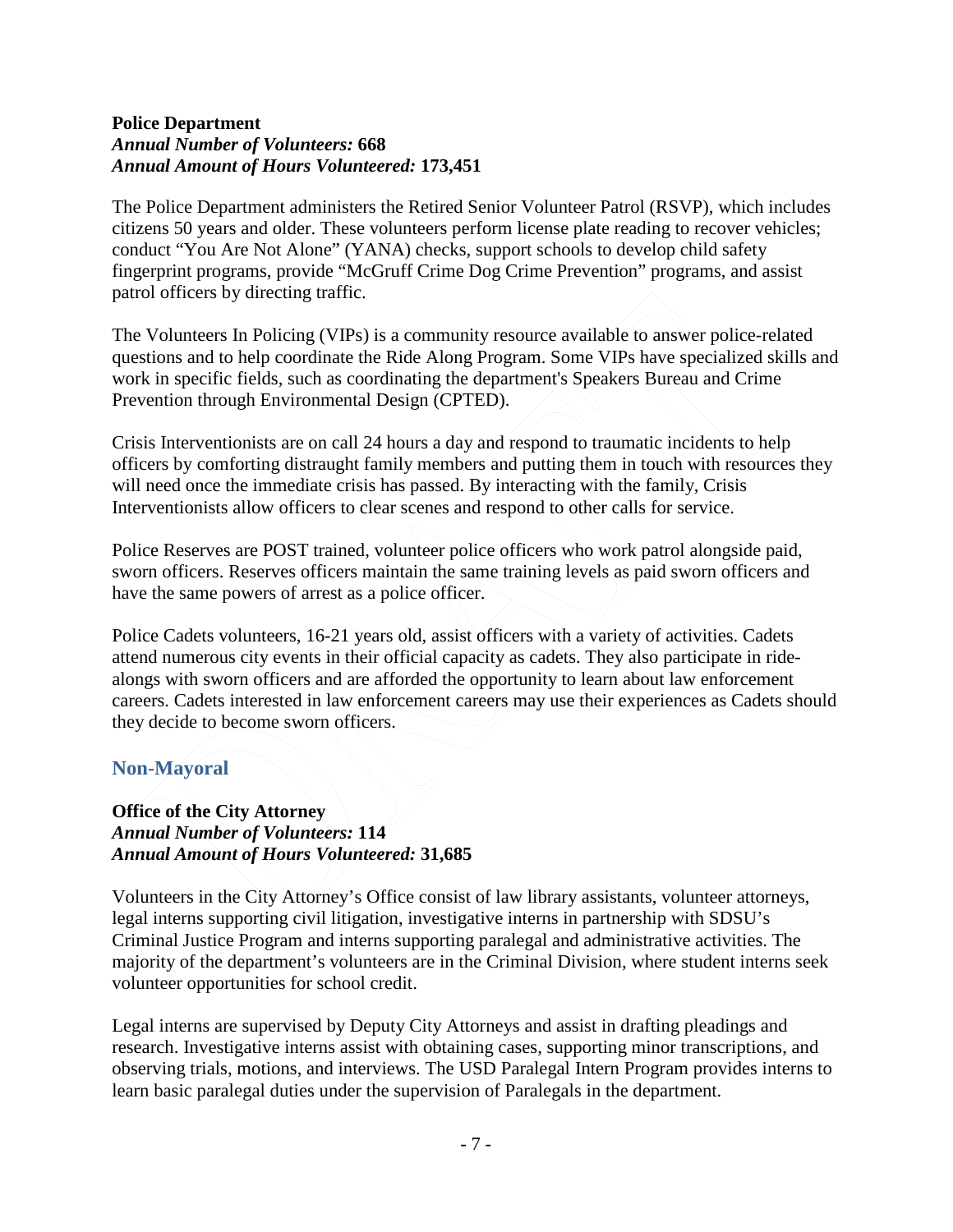**Police Department**
***Annual Number of Volunteers:* 668**
***Annual Amount of Hours Volunteered:* 173,451**

The Police Department administers the Retired Senior Volunteer Patrol (RSVP), which includes citizens 50 years and older. These volunteers perform license plate reading to recover vehicles; conduct "You Are Not Alone" (YANA) checks, support schools to develop child safety fingerprint programs, provide "McGruff Crime Dog Crime Prevention" programs, and assist patrol officers by directing traffic.

The Volunteers In Policing (VIPs) is a community resource available to answer police-related questions and to help coordinate the Ride Along Program. Some VIPs have specialized skills and work in specific fields, such as coordinating the department's Speakers Bureau and Crime Prevention through Environmental Design (CPTED).

Crisis Interventionists are on call 24 hours a day and respond to traumatic incidents to help officers by comforting distraught family members and putting them in touch with resources they will need once the immediate crisis has passed. By interacting with the family, Crisis Interventionists allow officers to clear scenes and respond to other calls for service.

Police Reserves are POST trained, volunteer police officers who work patrol alongside paid, sworn officers. Reserves officers maintain the same training levels as paid sworn officers and have the same powers of arrest as a police officer.

Police Cadets volunteers, 16-21 years old, assist officers with a variety of activities. Cadets attend numerous city events in their official capacity as cadets. They also participate in ride-alongs with sworn officers and are afforded the opportunity to learn about law enforcement careers. Cadets interested in law enforcement careers may use their experiences as Cadets should they decide to become sworn officers.

## Non-Mayoral

**Office of the City Attorney**
***Annual Number of Volunteers:* 114**
***Annual Amount of Hours Volunteered:* 31,685**

Volunteers in the City Attorney's Office consist of law library assistants, volunteer attorneys, legal interns supporting civil litigation, investigative interns in partnership with SDSU's Criminal Justice Program and interns supporting paralegal and administrative activities. The majority of the department's volunteers are in the Criminal Division, where student interns seek volunteer opportunities for school credit.

Legal interns are supervised by Deputy City Attorneys and assist in drafting pleadings and research. Investigative interns assist with obtaining cases, supporting minor transcriptions, and observing trials, motions, and interviews. The USD Paralegal Intern Program provides interns to learn basic paralegal duties under the supervision of Paralegals in the department.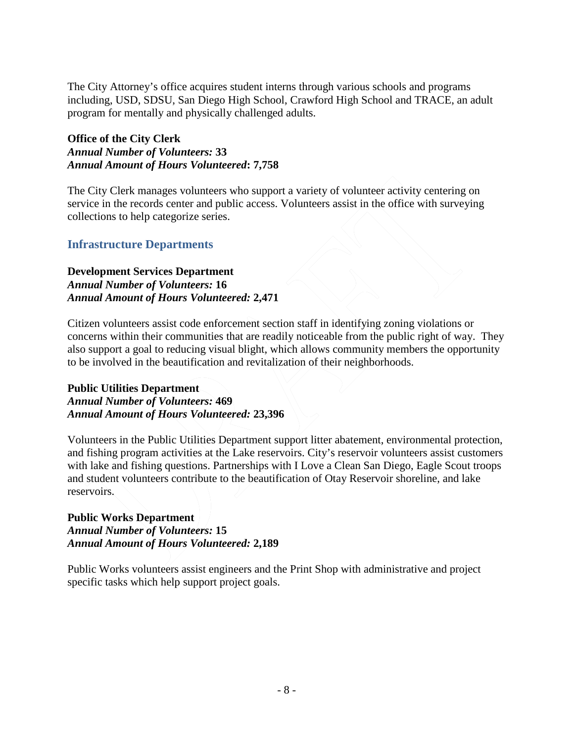The City Attorney's office acquires student interns through various schools and programs including, USD, SDSU, San Diego High School, Crawford High School and TRACE, an adult program for mentally and physically challenged adults.

**Office of the City Clerk**
***Annual Number of Volunteers:*** **33**
***Annual Amount of Hours Volunteered*****: 7,758**

The City Clerk manages volunteers who support a variety of volunteer activity centering on service in the records center and public access. Volunteers assist in the office with surveying collections to help categorize series.

## Infrastructure Departments

**Development Services Department**
***Annual Number of Volunteers:*** **16**
***Annual Amount of Hours Volunteered:*** **2,471**

Citizen volunteers assist code enforcement section staff in identifying zoning violations or concerns within their communities that are readily noticeable from the public right of way. They also support a goal to reducing visual blight, which allows community members the opportunity to be involved in the beautification and revitalization of their neighborhoods.

**Public Utilities Department**
***Annual Number of Volunteers:*** **469**
***Annual Amount of Hours Volunteered:*** **23,396**

Volunteers in the Public Utilities Department support litter abatement, environmental protection, and fishing program activities at the Lake reservoirs. City's reservoir volunteers assist customers with lake and fishing questions. Partnerships with I Love a Clean San Diego, Eagle Scout troops and student volunteers contribute to the beautification of Otay Reservoir shoreline, and lake reservoirs.

**Public Works Department**
***Annual Number of Volunteers:*** **15**
***Annual Amount of Hours Volunteered:*** **2,189**

Public Works volunteers assist engineers and the Print Shop with administrative and project specific tasks which help support project goals.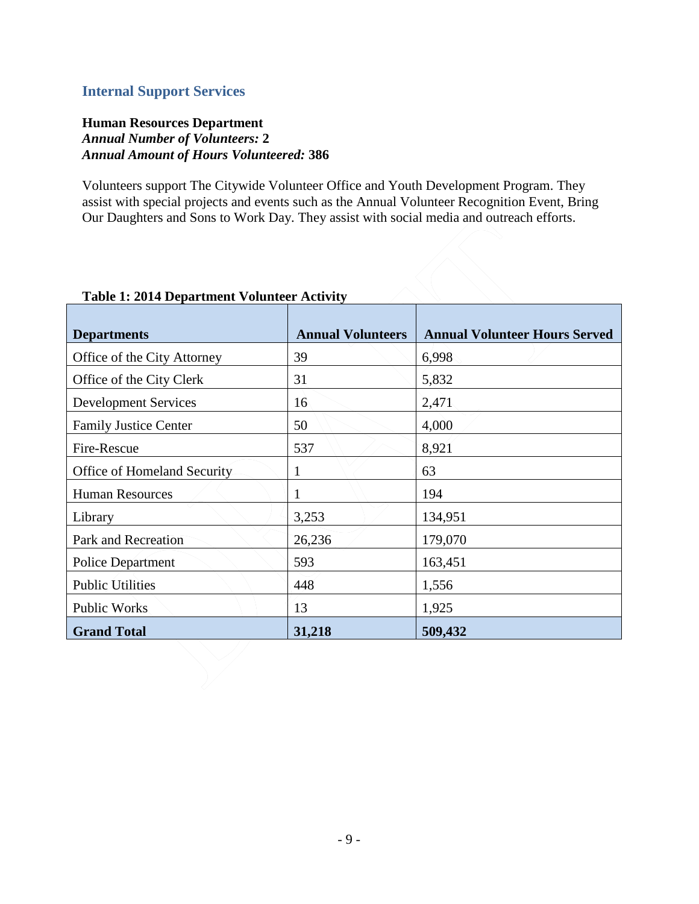## Internal Support Services

**Human Resources Department**
***Annual Number of Volunteers:*** **2**
***Annual Amount of Hours Volunteered:*** **386**

Volunteers support The Citywide Volunteer Office and Youth Development Program. They assist with special projects and events such as the Annual Volunteer Recognition Event, Bring Our Daughters and Sons to Work Day. They assist with social media and outreach efforts.

**Table 1: 2014 Department Volunteer Activity**

| Departments | Annual Volunteers | Annual Volunteer Hours Served |
|---|---|---|
| Office of the City Attorney | 39 | 6,998 |
| Office of the City Clerk | 31 | 5,832 |
| Development Services | 16 | 2,471 |
| Family Justice Center | 50 | 4,000 |
| Fire-Rescue | 537 | 8,921 |
| Office of Homeland Security | 1 | 63 |
| Human Resources | 1 | 194 |
| Library | 3,253 | 134,951 |
| Park and Recreation | 26,236 | 179,070 |
| Police Department | 593 | 163,451 |
| Public Utilities | 448 | 1,556 |
| Public Works | 13 | 1,925 |
| **Grand Total** | **31,218** | **509,432** |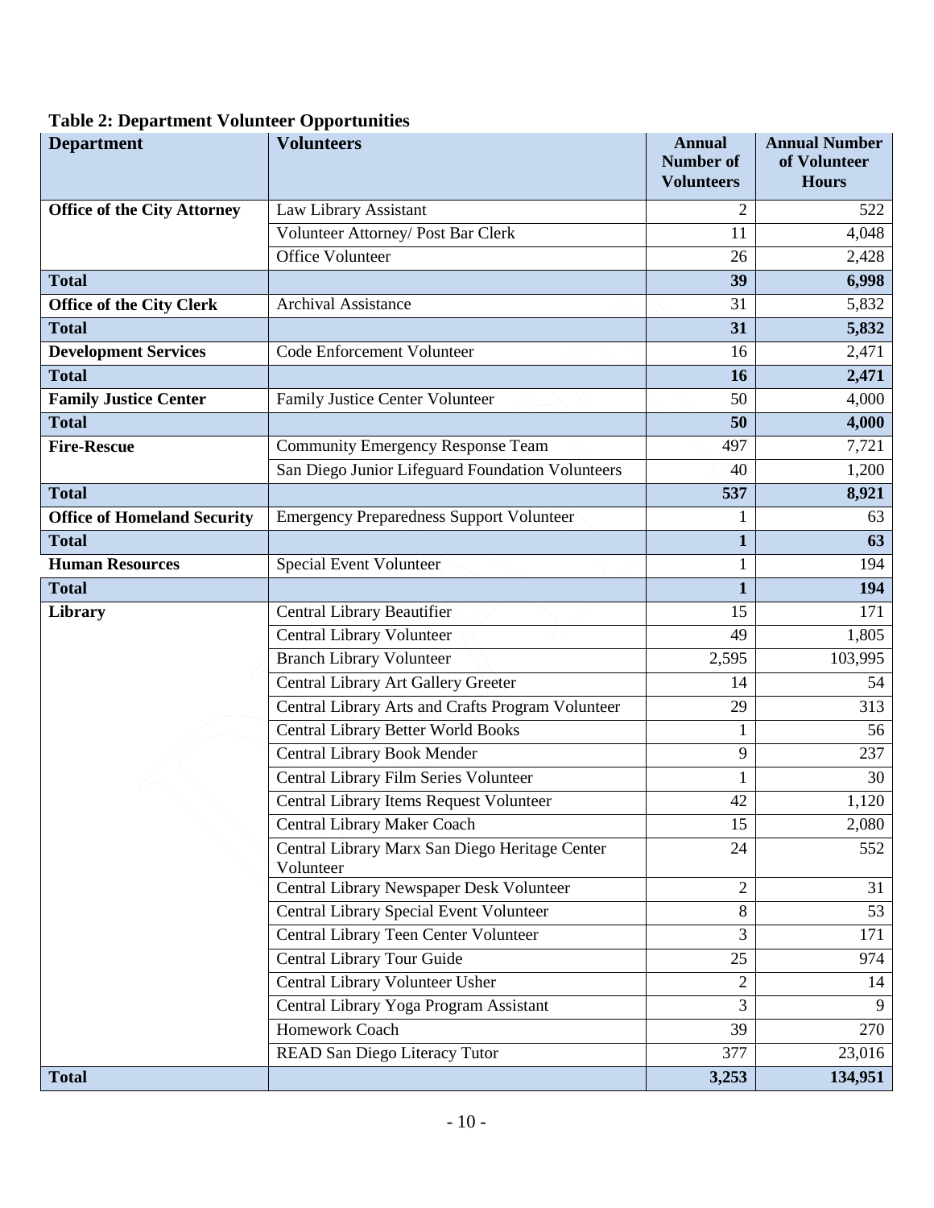**Table 2: Department Volunteer Opportunities**

| Department | Volunteers | Annual Number of Volunteers | Annual Number of Volunteer Hours |
|---|---|---|---|
| **Office of the City Attorney** | Law Library Assistant | 2 | 522 |
| | Volunteer Attorney/ Post Bar Clerk | 11 | 4,048 |
| | Office Volunteer | 26 | 2,428 |
| **Total** | | **39** | **6,998** |
| **Office of the City Clerk** | Archival Assistance | 31 | 5,832 |
| **Total** | | **31** | **5,832** |
| **Development Services** | Code Enforcement Volunteer | 16 | 2,471 |
| **Total** | | **16** | **2,471** |
| **Family Justice Center** | Family Justice Center Volunteer | 50 | 4,000 |
| **Total** | | **50** | **4,000** |
| **Fire-Rescue** | Community Emergency Response Team | 497 | 7,721 |
| | San Diego Junior Lifeguard Foundation Volunteers | 40 | 1,200 |
| **Total** | | **537** | **8,921** |
| **Office of Homeland Security** | Emergency Preparedness Support Volunteer | 1 | 63 |
| **Total** | | **1** | **63** |
| **Human Resources** | Special Event Volunteer | 1 | 194 |
| **Total** | | **1** | **194** |
| **Library** | Central Library Beautifier | 15 | 171 |
| | Central Library Volunteer | 49 | 1,805 |
| | Branch Library Volunteer | 2,595 | 103,995 |
| | Central Library Art Gallery Greeter | 14 | 54 |
| | Central Library Arts and Crafts Program Volunteer | 29 | 313 |
| | Central Library Better World Books | 1 | 56 |
| | Central Library Book Mender | 9 | 237 |
| | Central Library Film Series Volunteer | 1 | 30 |
| | Central Library Items Request Volunteer | 42 | 1,120 |
| | Central Library Maker Coach | 15 | 2,080 |
| | Central Library Marx San Diego Heritage Center Volunteer | 24 | 552 |
| | Central Library Newspaper Desk Volunteer | 2 | 31 |
| | Central Library Special Event Volunteer | 8 | 53 |
| | Central Library Teen Center Volunteer | 3 | 171 |
| | Central Library Tour Guide | 25 | 974 |
| | Central Library Volunteer Usher | 2 | 14 |
| | Central Library Yoga Program Assistant | 3 | 9 |
| | Homework Coach | 39 | 270 |
| | READ San Diego Literacy Tutor | 377 | 23,016 |
| **Total** | | **3,253** | **134,951** |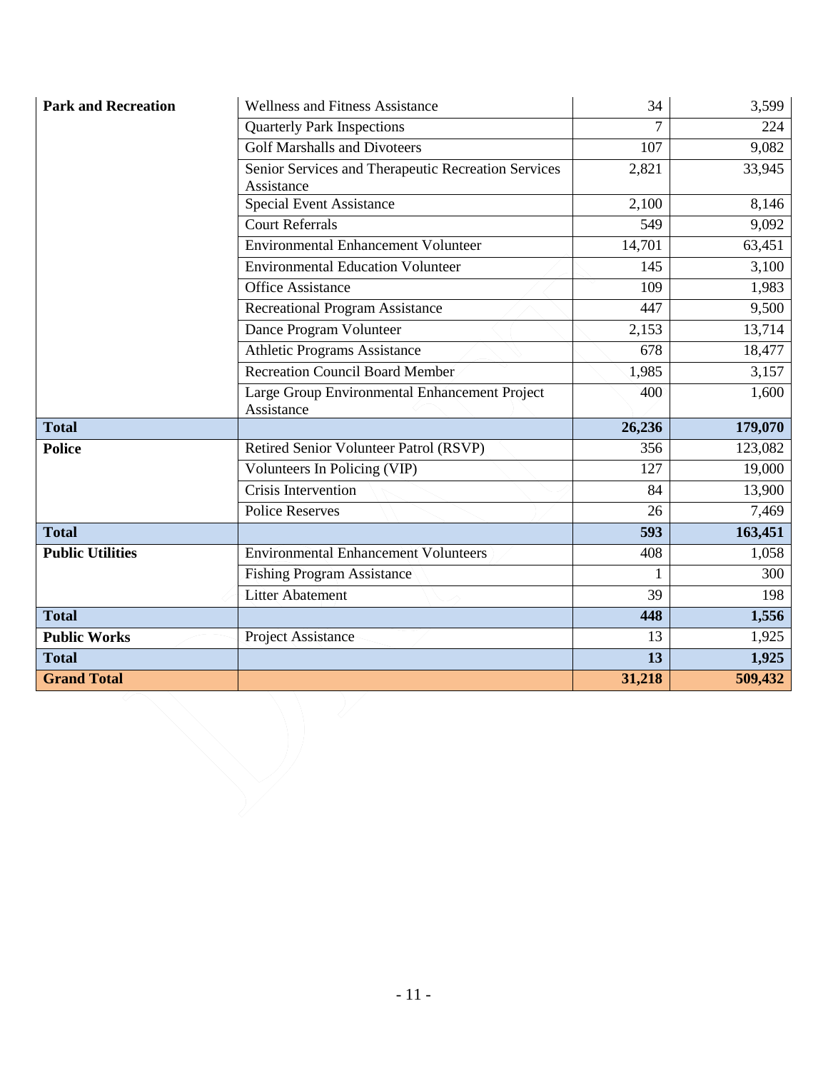| | | | |
|---|---|---|---|
| **Park and Recreation** | Wellness and Fitness Assistance | 34 | 3,599 |
| | Quarterly Park Inspections | 7 | 224 |
| | Golf Marshalls and Divoteers | 107 | 9,082 |
| | Senior Services and Therapeutic Recreation Services Assistance | 2,821 | 33,945 |
| | Special Event Assistance | 2,100 | 8,146 |
| | Court Referrals | 549 | 9,092 |
| | Environmental Enhancement Volunteer | 14,701 | 63,451 |
| | Environmental Education Volunteer | 145 | 3,100 |
| | Office Assistance | 109 | 1,983 |
| | Recreational Program Assistance | 447 | 9,500 |
| | Dance Program Volunteer | 2,153 | 13,714 |
| | Athletic Programs Assistance | 678 | 18,477 |
| | Recreation Council Board Member | 1,985 | 3,157 |
| | Large Group Environmental Enhancement Project Assistance | 400 | 1,600 |
| **Total** | | **26,236** | **179,070** |
| **Police** | Retired Senior Volunteer Patrol (RSVP) | 356 | 123,082 |
| | Volunteers In Policing (VIP) | 127 | 19,000 |
| | Crisis Intervention | 84 | 13,900 |
| | Police Reserves | 26 | 7,469 |
| **Total** | | **593** | **163,451** |
| **Public Utilities** | Environmental Enhancement Volunteers | 408 | 1,058 |
| | Fishing Program Assistance | 1 | 300 |
| | Litter Abatement | 39 | 198 |
| **Total** | | **448** | **1,556** |
| **Public Works** | Project Assistance | 13 | 1,925 |
| **Total** | | **13** | **1,925** |
| **Grand Total** | | **31,218** | **509,432** |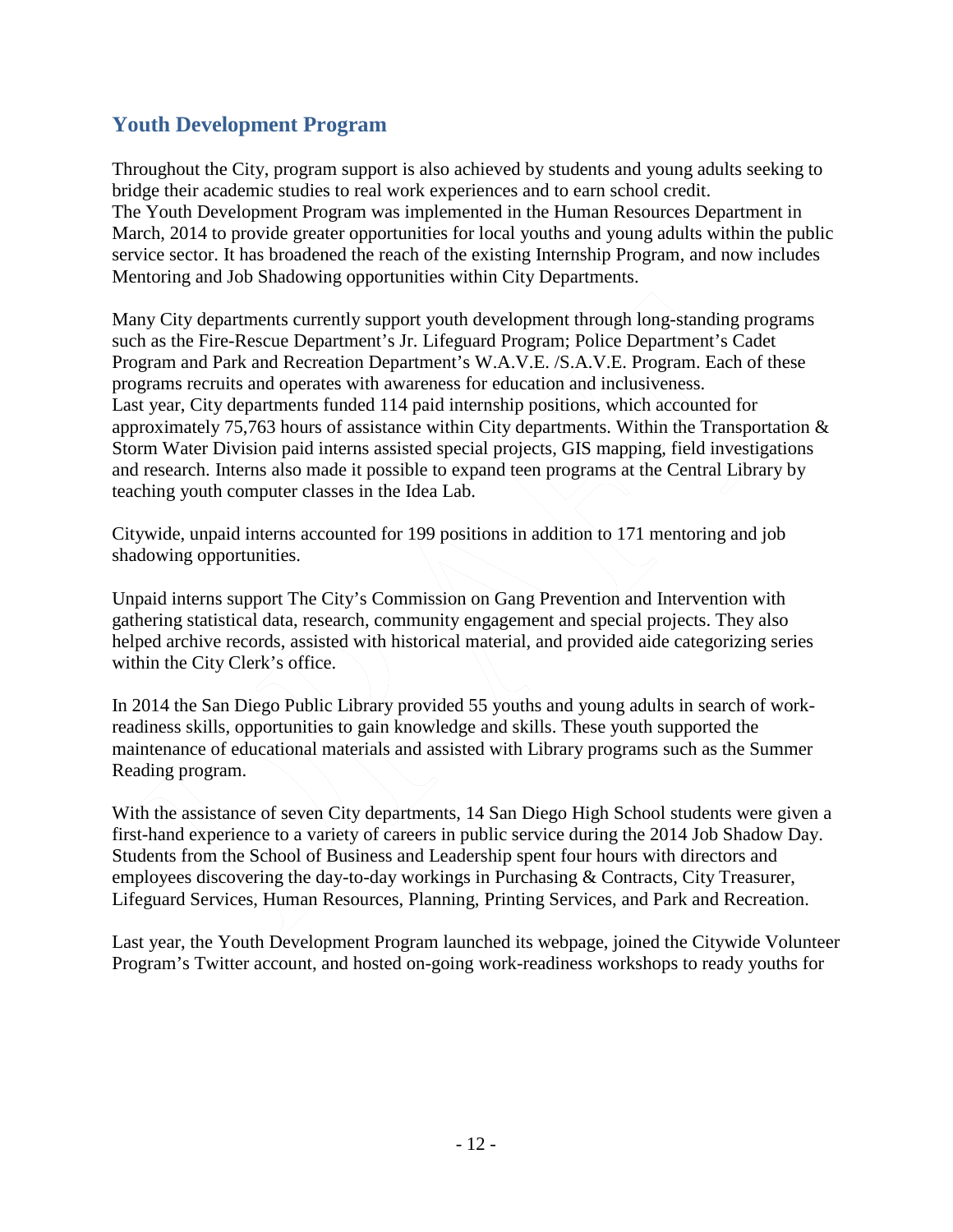## Youth Development Program

Throughout the City, program support is also achieved by students and young adults seeking to bridge their academic studies to real work experiences and to earn school credit. The Youth Development Program was implemented in the Human Resources Department in March, 2014 to provide greater opportunities for local youths and young adults within the public service sector. It has broadened the reach of the existing Internship Program, and now includes Mentoring and Job Shadowing opportunities within City Departments.

Many City departments currently support youth development through long-standing programs such as the Fire-Rescue Department's Jr. Lifeguard Program; Police Department's Cadet Program and Park and Recreation Department's W.A.V.E. /S.A.V.E. Program. Each of these programs recruits and operates with awareness for education and inclusiveness. Last year, City departments funded 114 paid internship positions, which accounted for approximately 75,763 hours of assistance within City departments. Within the Transportation & Storm Water Division paid interns assisted special projects, GIS mapping, field investigations and research. Interns also made it possible to expand teen programs at the Central Library by teaching youth computer classes in the Idea Lab.

Citywide, unpaid interns accounted for 199 positions in addition to 171 mentoring and job shadowing opportunities.

Unpaid interns support The City's Commission on Gang Prevention and Intervention with gathering statistical data, research, community engagement and special projects. They also helped archive records, assisted with historical material, and provided aide categorizing series within the City Clerk's office.

In 2014 the San Diego Public Library provided 55 youths and young adults in search of work-readiness skills, opportunities to gain knowledge and skills. These youth supported the maintenance of educational materials and assisted with Library programs such as the Summer Reading program.

With the assistance of seven City departments, 14 San Diego High School students were given a first-hand experience to a variety of careers in public service during the 2014 Job Shadow Day. Students from the School of Business and Leadership spent four hours with directors and employees discovering the day-to-day workings in Purchasing & Contracts, City Treasurer, Lifeguard Services, Human Resources, Planning, Printing Services, and Park and Recreation.

Last year, the Youth Development Program launched its webpage, joined the Citywide Volunteer Program's Twitter account, and hosted on-going work-readiness workshops to ready youths for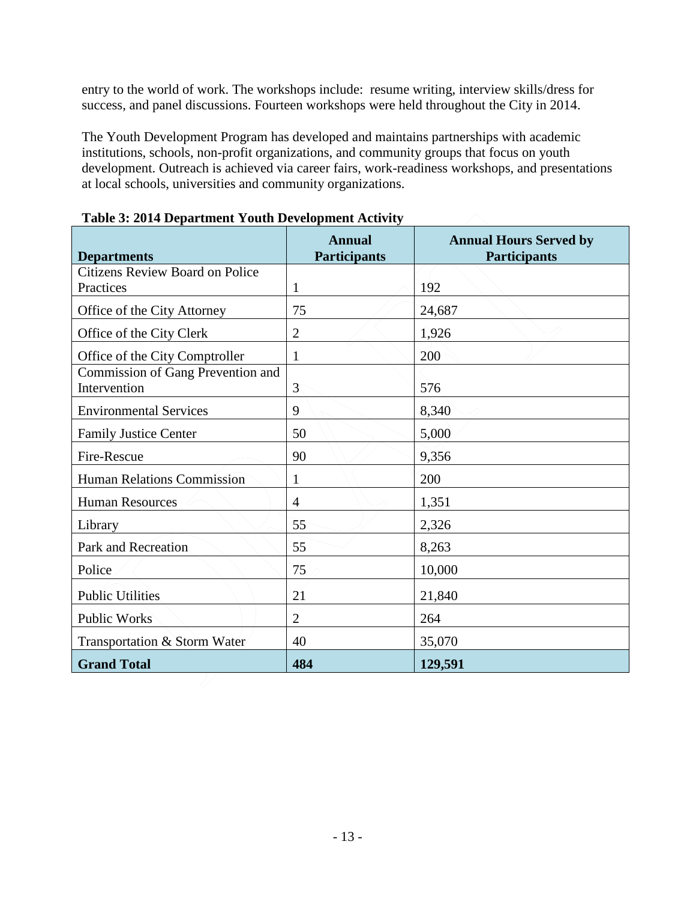entry to the world of work. The workshops include: resume writing, interview skills/dress for success, and panel discussions. Fourteen workshops were held throughout the City in 2014.

The Youth Development Program has developed and maintains partnerships with academic institutions, schools, non-profit organizations, and community groups that focus on youth development. Outreach is achieved via career fairs, work-readiness workshops, and presentations at local schools, universities and community organizations.

**Table 3: 2014 Department Youth Development Activity**

| Departments | Annual Participants | Annual Hours Served by Participants |
|---|---|---|
| Citizens Review Board on Police Practices | 1 | 192 |
| Office of the City Attorney | 75 | 24,687 |
| Office of the City Clerk | 2 | 1,926 |
| Office of the City Comptroller | 1 | 200 |
| Commission of Gang Prevention and Intervention | 3 | 576 |
| Environmental Services | 9 | 8,340 |
| Family Justice Center | 50 | 5,000 |
| Fire-Rescue | 90 | 9,356 |
| Human Relations Commission | 1 | 200 |
| Human Resources | 4 | 1,351 |
| Library | 55 | 2,326 |
| Park and Recreation | 55 | 8,263 |
| Police | 75 | 10,000 |
| Public Utilities | 21 | 21,840 |
| Public Works | 2 | 264 |
| Transportation & Storm Water | 40 | 35,070 |
| **Grand Total** | **484** | **129,591** |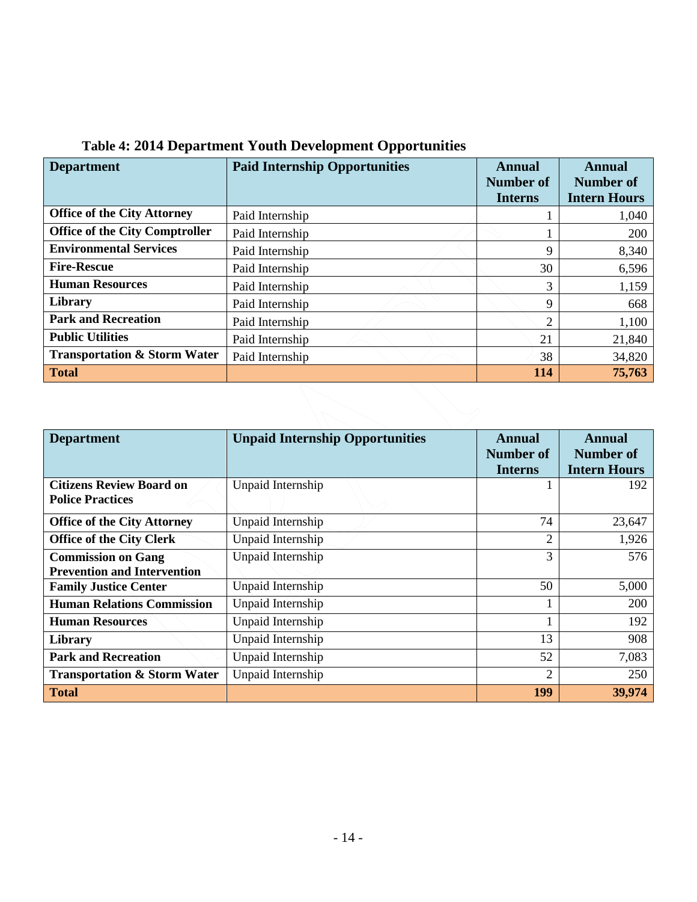**Table 4: 2014 Department Youth Development Opportunities**

| Department | Paid Internship Opportunities | Annual Number of Interns | Annual Number of Intern Hours |
|---|---|---|---|
| **Office of the City Attorney** | Paid Internship | 1 | 1,040 |
| **Office of the City Comptroller** | Paid Internship | 1 | 200 |
| **Environmental Services** | Paid Internship | 9 | 8,340 |
| **Fire-Rescue** | Paid Internship | 30 | 6,596 |
| **Human Resources** | Paid Internship | 3 | 1,159 |
| **Library** | Paid Internship | 9 | 668 |
| **Park and Recreation** | Paid Internship | 2 | 1,100 |
| **Public Utilities** | Paid Internship | 21 | 21,840 |
| **Transportation & Storm Water** | Paid Internship | 38 | 34,820 |
| **Total** | | **114** | **75,763** |

| Department | Unpaid Internship Opportunities | Annual Number of Interns | Annual Number of Intern Hours |
|---|---|---|---|
| **Citizens Review Board on Police Practices** | Unpaid Internship | 1 | 192 |
| **Office of the City Attorney** | Unpaid Internship | 74 | 23,647 |
| **Office of the City Clerk** | Unpaid Internship | 2 | 1,926 |
| **Commission on Gang Prevention and Intervention** | Unpaid Internship | 3 | 576 |
| **Family Justice Center** | Unpaid Internship | 50 | 5,000 |
| **Human Relations Commission** | Unpaid Internship | 1 | 200 |
| **Human Resources** | Unpaid Internship | 1 | 192 |
| **Library** | Unpaid Internship | 13 | 908 |
| **Park and Recreation** | Unpaid Internship | 52 | 7,083 |
| **Transportation & Storm Water** | Unpaid Internship | 2 | 250 |
| **Total** | | **199** | **39,974** |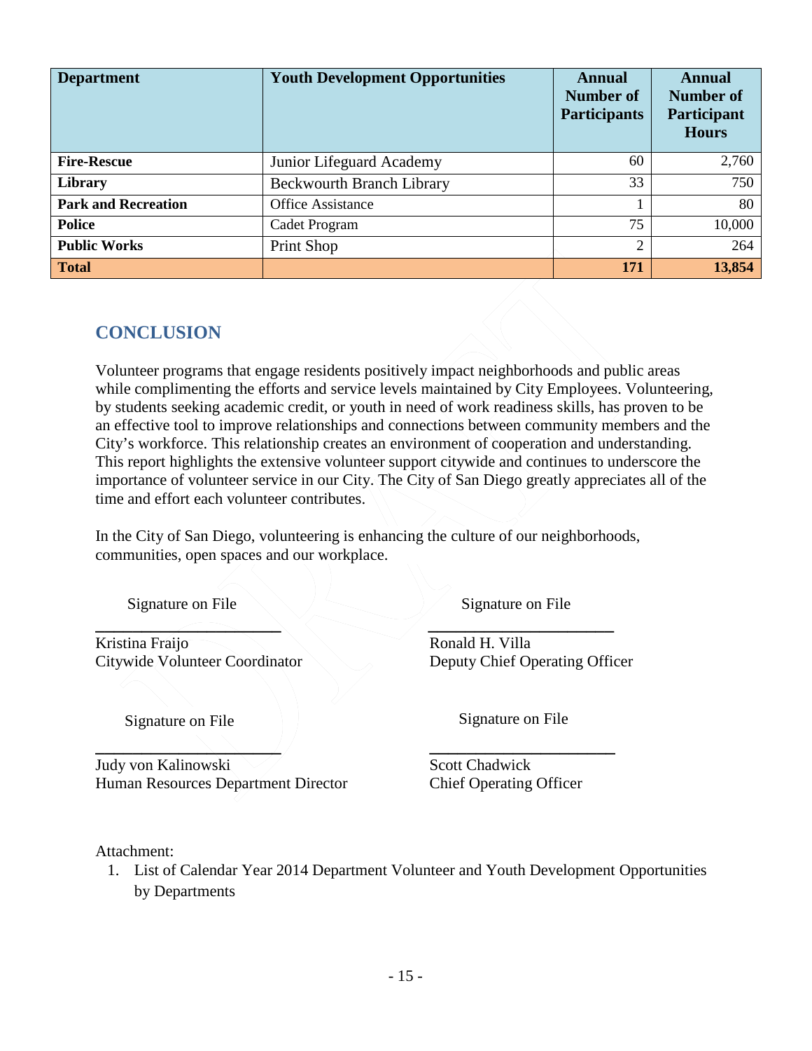| Department | Youth Development Opportunities | Annual Number of Participants | Annual Number of Participant Hours |
|---|---|---|---|
| **Fire-Rescue** | Junior Lifeguard Academy | 60 | 2,760 |
| **Library** | Beckwourth Branch Library | 33 | 750 |
| **Park and Recreation** | Office Assistance | 1 | 80 |
| **Police** | Cadet Program | 75 | 10,000 |
| **Public Works** | Print Shop | 2 | 264 |
| **Total** | | **171** | **13,854** |

## CONCLUSION

Volunteer programs that engage residents positively impact neighborhoods and public areas while complimenting the efforts and service levels maintained by City Employees. Volunteering, by students seeking academic credit, or youth in need of work readiness skills, has proven to be an effective tool to improve relationships and connections between community members and the City's workforce. This relationship creates an environment of cooperation and understanding. This report highlights the extensive volunteer support citywide and continues to underscore the importance of volunteer service in our City. The City of San Diego greatly appreciates all of the time and effort each volunteer contributes.

In the City of San Diego, volunteering is enhancing the culture of our neighborhoods, communities, open spaces and our workplace.

Signature on File
\_\_\_\_\_\_\_\_\_\_\_\_\_\_\_\_\_\_\_\_\_\_
Kristina Fraijo
Citywide Volunteer Coordinator

Signature on File
\_\_\_\_\_\_\_\_\_\_\_\_\_\_\_\_\_\_\_\_\_\_
Ronald H. Villa
Deputy Chief Operating Officer

Signature on File
\_\_\_\_\_\_\_\_\_\_\_\_\_\_\_\_\_\_\_\_\_\_
Judy von Kalinowski
Human Resources Department Director

Signature on File
\_\_\_\_\_\_\_\_\_\_\_\_\_\_\_\_\_\_\_\_\_\_
Scott Chadwick
Chief Operating Officer

Attachment:

1. List of Calendar Year 2014 Department Volunteer and Youth Development Opportunities by Departments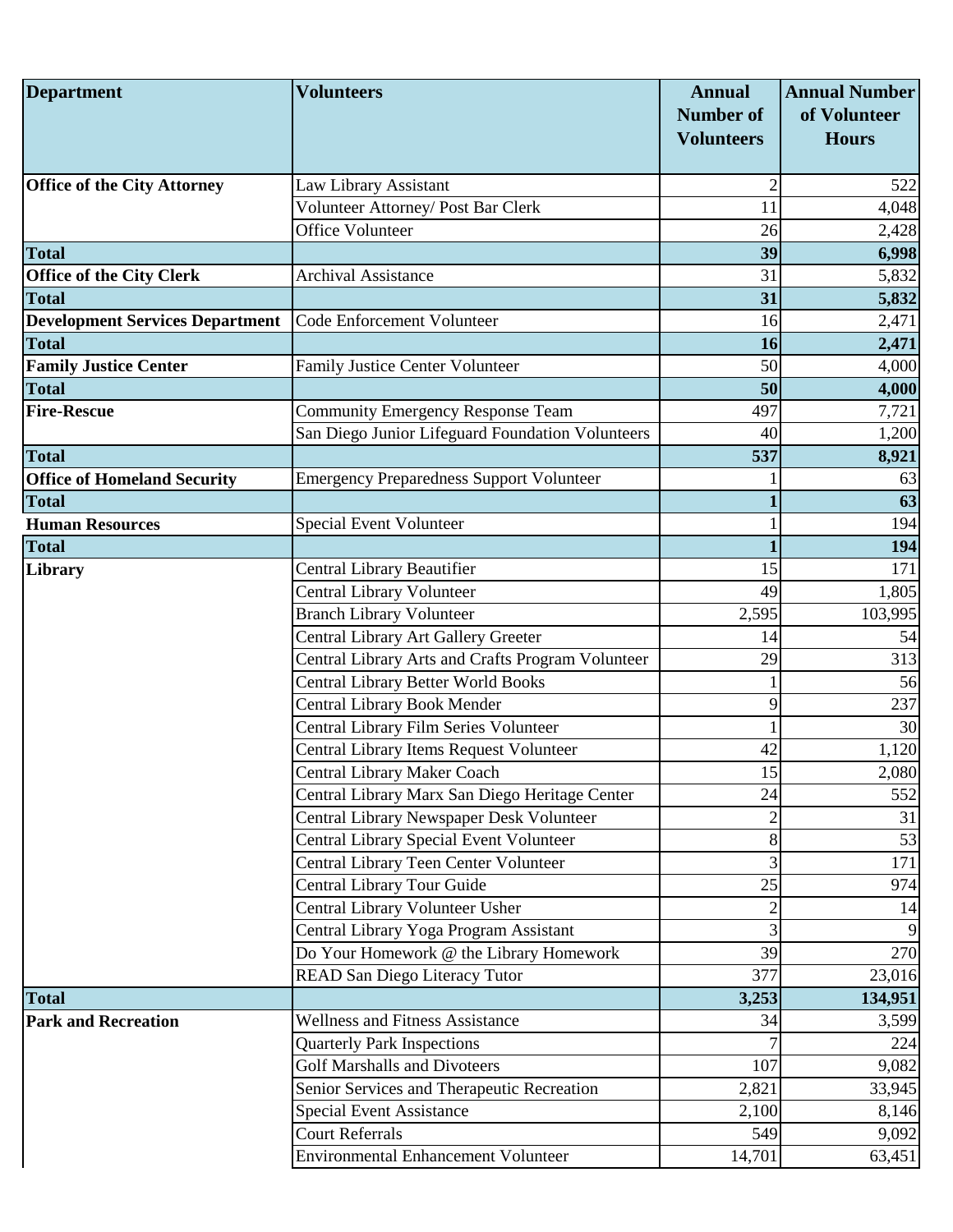| Department | Volunteers | Annual Number of Volunteers | Annual Number of Volunteer Hours |
|---|---|---|---|
| **Office of the City Attorney** | Law Library Assistant | 2 | 522 |
| | Volunteer Attorney/ Post Bar Clerk | 11 | 4,048 |
| | Office Volunteer | 26 | 2,428 |
| **Total** | | **39** | **6,998** |
| **Office of the City Clerk** | Archival Assistance | 31 | 5,832 |
| **Total** | | **31** | **5,832** |
| **Development Services Department** | Code Enforcement Volunteer | 16 | 2,471 |
| **Total** | | **16** | **2,471** |
| **Family Justice Center** | Family Justice Center Volunteer | 50 | 4,000 |
| **Total** | | **50** | **4,000** |
| **Fire-Rescue** | Community Emergency Response Team | 497 | 7,721 |
| | San Diego Junior Lifeguard Foundation Volunteers | 40 | 1,200 |
| **Total** | | **537** | **8,921** |
| **Office of Homeland Security** | Emergency Preparedness Support Volunteer | 1 | 63 |
| **Total** | | **1** | **63** |
| **Human Resources** | Special Event Volunteer | 1 | 194 |
| **Total** | | **1** | **194** |
| **Library** | Central Library Beautifier | 15 | 171 |
| | Central Library Volunteer | 49 | 1,805 |
| | Branch Library Volunteer | 2,595 | 103,995 |
| | Central Library Art Gallery Greeter | 14 | 54 |
| | Central Library Arts and Crafts Program Volunteer | 29 | 313 |
| | Central Library Better World Books | 1 | 56 |
| | Central Library Book Mender | 9 | 237 |
| | Central Library Film Series Volunteer | 1 | 30 |
| | Central Library Items Request Volunteer | 42 | 1,120 |
| | Central Library Maker Coach | 15 | 2,080 |
| | Central Library Marx San Diego Heritage Center | 24 | 552 |
| | Central Library Newspaper Desk Volunteer | 2 | 31 |
| | Central Library Special Event Volunteer | 8 | 53 |
| | Central Library Teen Center Volunteer | 3 | 171 |
| | Central Library Tour Guide | 25 | 974 |
| | Central Library Volunteer Usher | 2 | 14 |
| | Central Library Yoga Program Assistant | 3 | 9 |
| | Do Your Homework @ the Library Homework | 39 | 270 |
| | READ San Diego Literacy Tutor | 377 | 23,016 |
| **Total** | | **3,253** | **134,951** |
| **Park and Recreation** | Wellness and Fitness Assistance | 34 | 3,599 |
| | Quarterly Park Inspections | 7 | 224 |
| | Golf Marshalls and Divoteers | 107 | 9,082 |
| | Senior Services and Therapeutic Recreation | 2,821 | 33,945 |
| | Special Event Assistance | 2,100 | 8,146 |
| | Court Referrals | 549 | 9,092 |
| | Environmental Enhancement Volunteer | 14,701 | 63,451 |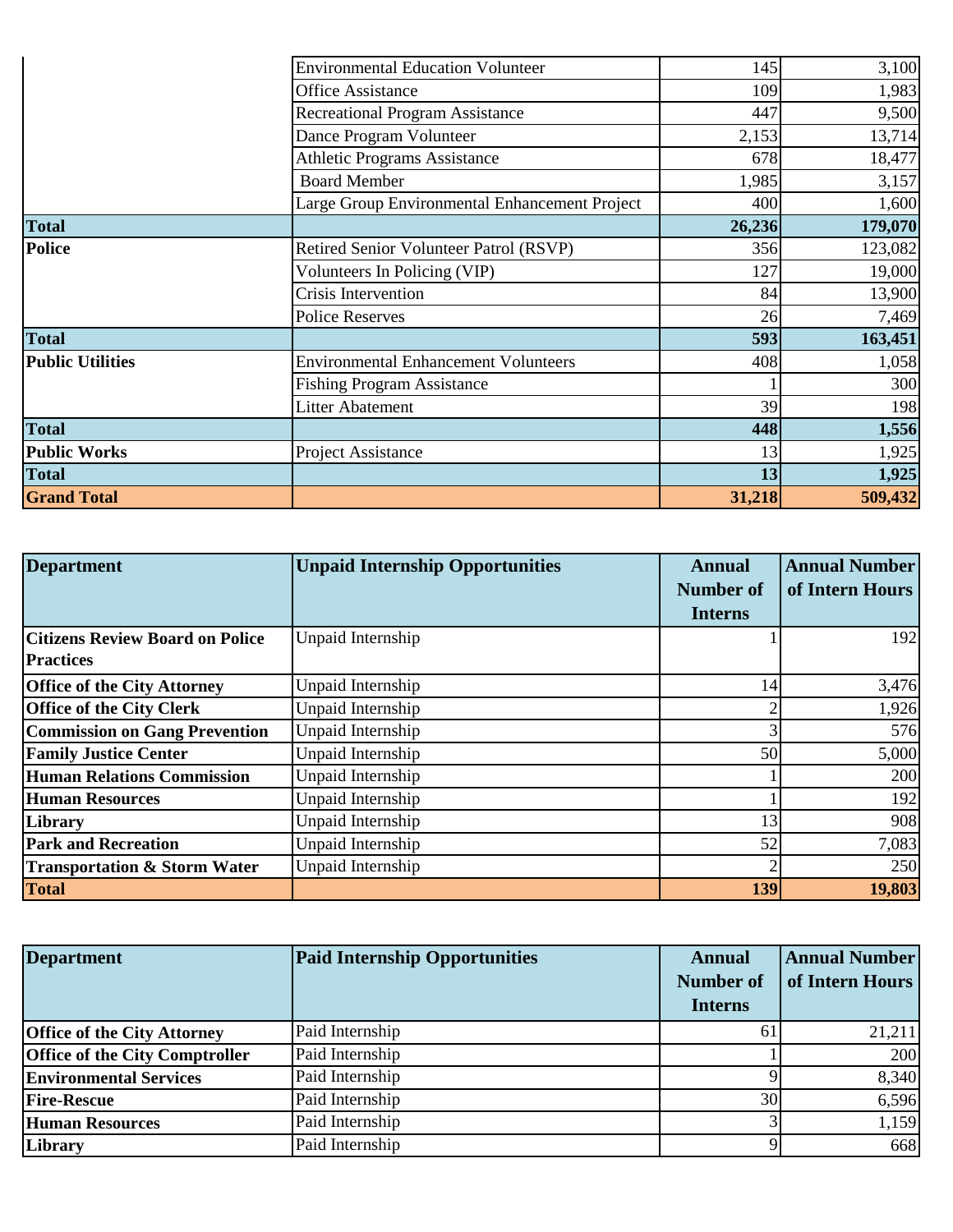| | | | |
|---|---|---|---|
| | Environmental Education Volunteer | 145 | 3,100 |
| | Office Assistance | 109 | 1,983 |
| | Recreational Program Assistance | 447 | 9,500 |
| | Dance Program Volunteer | 2,153 | 13,714 |
| | Athletic Programs Assistance | 678 | 18,477 |
| | Board Member | 1,985 | 3,157 |
| | Large Group Environmental Enhancement Project | 400 | 1,600 |
| **Total** | | **26,236** | **179,070** |
| **Police** | Retired Senior Volunteer Patrol (RSVP) | 356 | 123,082 |
| | Volunteers In Policing (VIP) | 127 | 19,000 |
| | Crisis Intervention | 84 | 13,900 |
| | Police Reserves | 26 | 7,469 |
| **Total** | | **593** | **163,451** |
| **Public Utilities** | Environmental Enhancement Volunteers | 408 | 1,058 |
| | Fishing Program Assistance | 1 | 300 |
| | Litter Abatement | 39 | 198 |
| **Total** | | **448** | **1,556** |
| **Public Works** | Project Assistance | 13 | 1,925 |
| **Total** | | **13** | **1,925** |
| **Grand Total** | | **31,218** | **509,432** |

| Department | Unpaid Internship Opportunities | Annual Number of Interns | Annual Number of Intern Hours |
|---|---|---|---|
| **Citizens Review Board on Police Practices** | Unpaid Internship | 1 | 192 |
| **Office of the City Attorney** | Unpaid Internship | 14 | 3,476 |
| **Office of the City Clerk** | Unpaid Internship | 2 | 1,926 |
| **Commission on Gang Prevention** | Unpaid Internship | 3 | 576 |
| **Family Justice Center** | Unpaid Internship | 50 | 5,000 |
| **Human Relations Commission** | Unpaid Internship | 1 | 200 |
| **Human Resources** | Unpaid Internship | 1 | 192 |
| **Library** | Unpaid Internship | 13 | 908 |
| **Park and Recreation** | Unpaid Internship | 52 | 7,083 |
| **Transportation & Storm Water** | Unpaid Internship | 2 | 250 |
| **Total** | | **139** | **19,803** |

| Department | Paid Internship Opportunities | Annual Number of Interns | Annual Number of Intern Hours |
|---|---|---|---|
| **Office of the City Attorney** | Paid Internship | 61 | 21,211 |
| **Office of the City Comptroller** | Paid Internship | 1 | 200 |
| **Environmental Services** | Paid Internship | 9 | 8,340 |
| **Fire-Rescue** | Paid Internship | 30 | 6,596 |
| **Human Resources** | Paid Internship | 3 | 1,159 |
| **Library** | Paid Internship | 9 | 668 |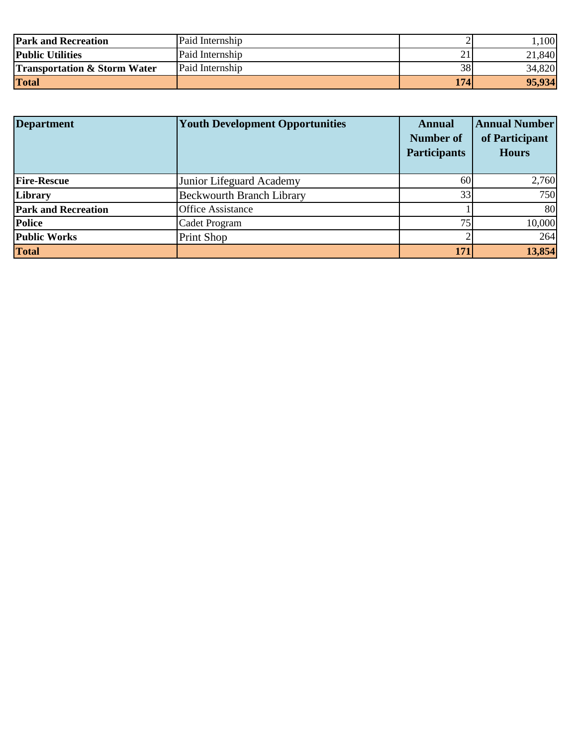| | | | |
|---|---|---|---|
| **Park and Recreation** | Paid Internship | 2 | 1,100 |
| **Public Utilities** | Paid Internship | 21 | 21,840 |
| **Transportation & Storm Water** | Paid Internship | 38 | 34,820 |
| **Total** | | **174** | **95,934** |

| Department | Youth Development Opportunities | Annual Number of Participants | Annual Number of Participant Hours |
|---|---|---|---|
| **Fire-Rescue** | Junior Lifeguard Academy | 60 | 2,760 |
| **Library** | Beckwourth Branch Library | 33 | 750 |
| **Park and Recreation** | Office Assistance | 1 | 80 |
| **Police** | Cadet Program | 75 | 10,000 |
| **Public Works** | Print Shop | 2 | 264 |
| **Total** | | **171** | **13,854** |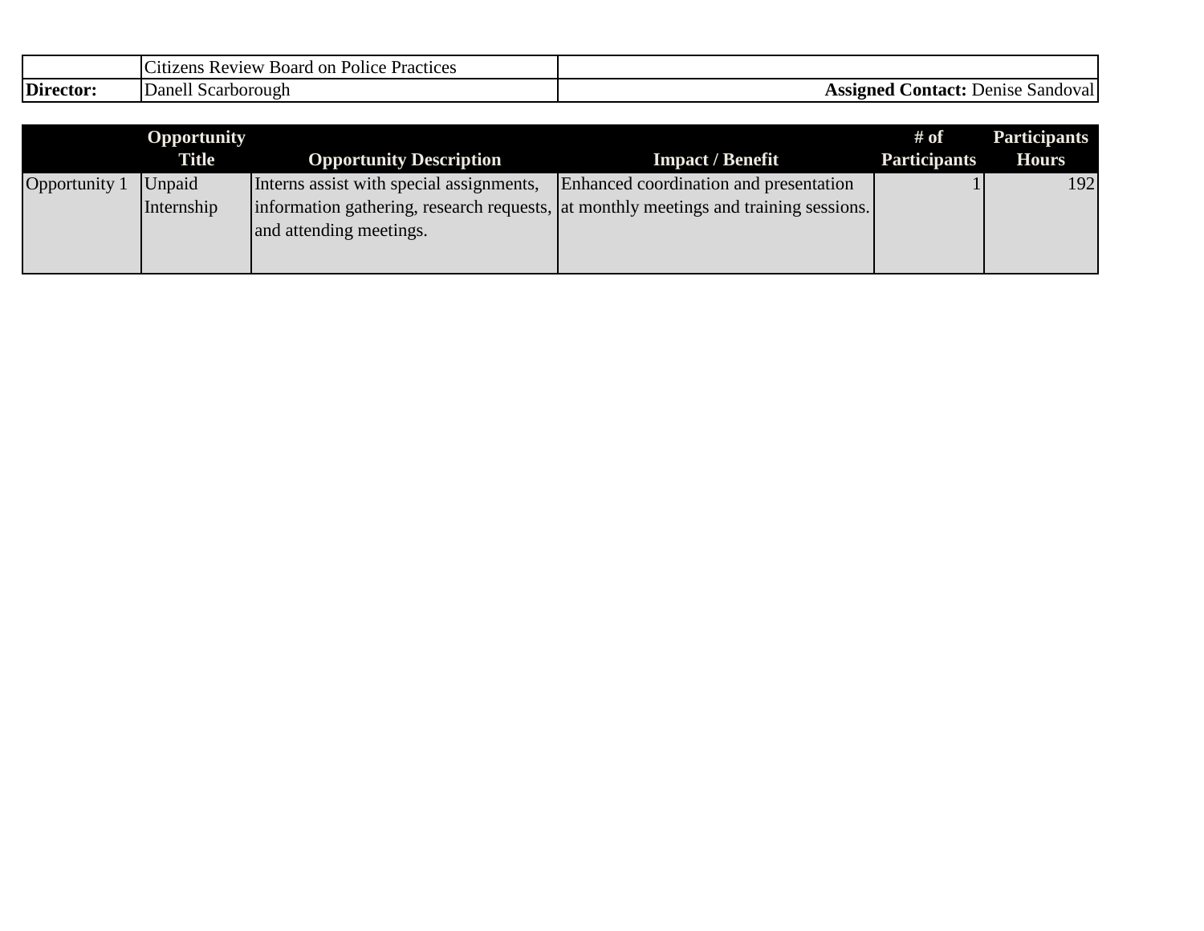| | Citizens Review Board on Police Practices | |
|---|---|---|
| **Director:** | Danell Scarborough | **Assigned Contact:** Denise Sandoval |

| | Opportunity Title | Opportunity Description | Impact / Benefit | # of Participants | Participants Hours |
|---|---|---|---|---|---|
| Opportunity 1 | Unpaid Internship | Interns assist with special assignments, information gathering, research requests, and attending meetings. | Enhanced coordination and presentation at monthly meetings and training sessions. | 1 | 192 |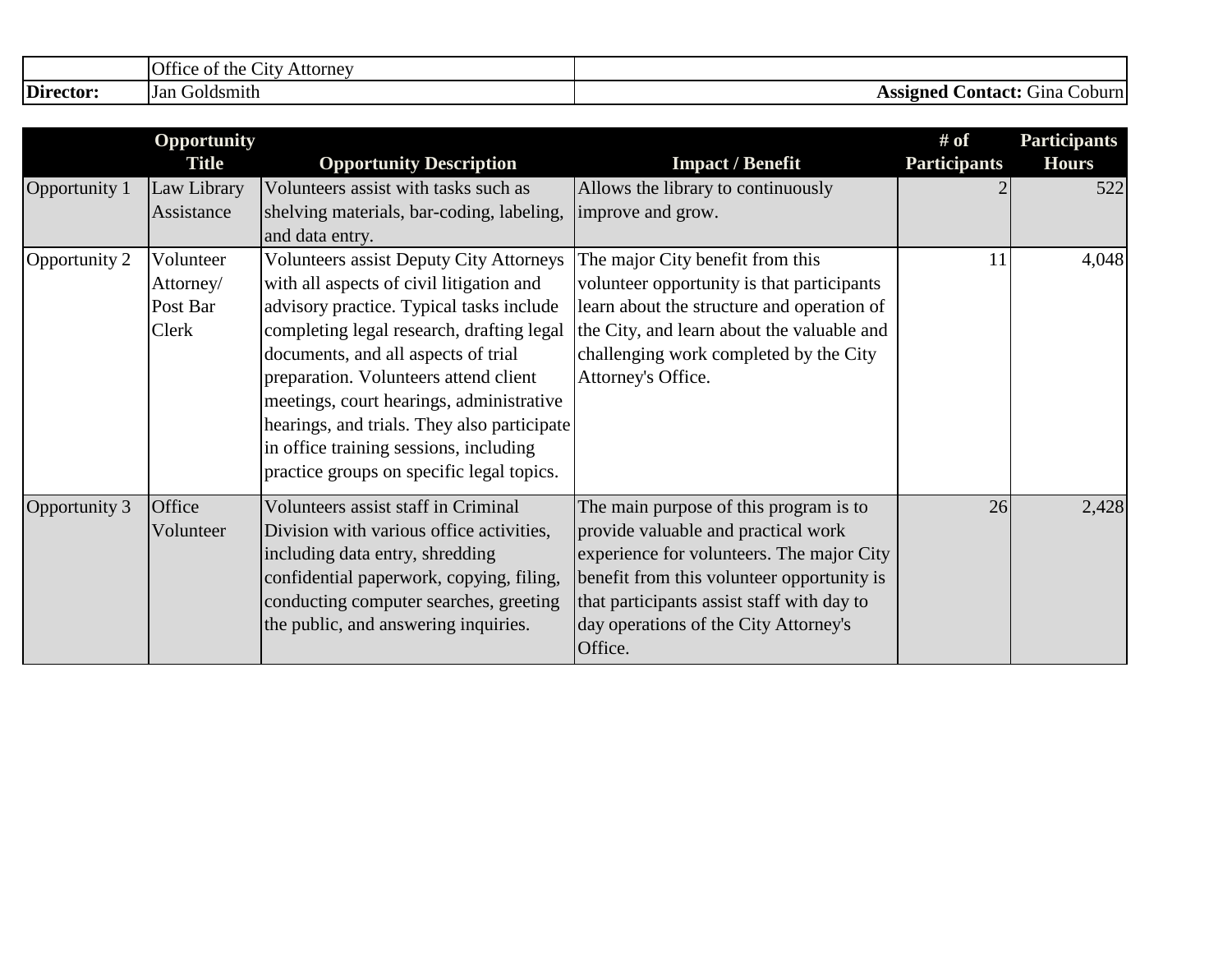| | Office of the City Attorney | |
|---|---|---|
| **Director:** | Jan Goldsmith | **Assigned Contact:** Gina Coburn |

| | Opportunity Title | Opportunity Description | Impact / Benefit | # of Participants | Participants Hours |
|---|---|---|---|---|---|
| Opportunity 1 | Law Library Assistance | Volunteers assist with tasks such as shelving materials, bar-coding, labeling, and data entry. | Allows the library to continuously improve and grow. | 2 | 522 |
| Opportunity 2 | Volunteer Attorney/ Post Bar Clerk | Volunteers assist Deputy City Attorneys with all aspects of civil litigation and advisory practice. Typical tasks include completing legal research, drafting legal documents, and all aspects of trial preparation. Volunteers attend client meetings, court hearings, administrative hearings, and trials. They also participate in office training sessions, including practice groups on specific legal topics. | The major City benefit from this volunteer opportunity is that participants learn about the structure and operation of the City, and learn about the valuable and challenging work completed by the City Attorney's Office. | 11 | 4,048 |
| Opportunity 3 | Office Volunteer | Volunteers assist staff in Criminal Division with various office activities, including data entry, shredding confidential paperwork, copying, filing, conducting computer searches, greeting the public, and answering inquiries. | The main purpose of this program is to provide valuable and practical work experience for volunteers. The major City benefit from this volunteer opportunity is that participants assist staff with day to day operations of the City Attorney's Office. | 26 | 2,428 |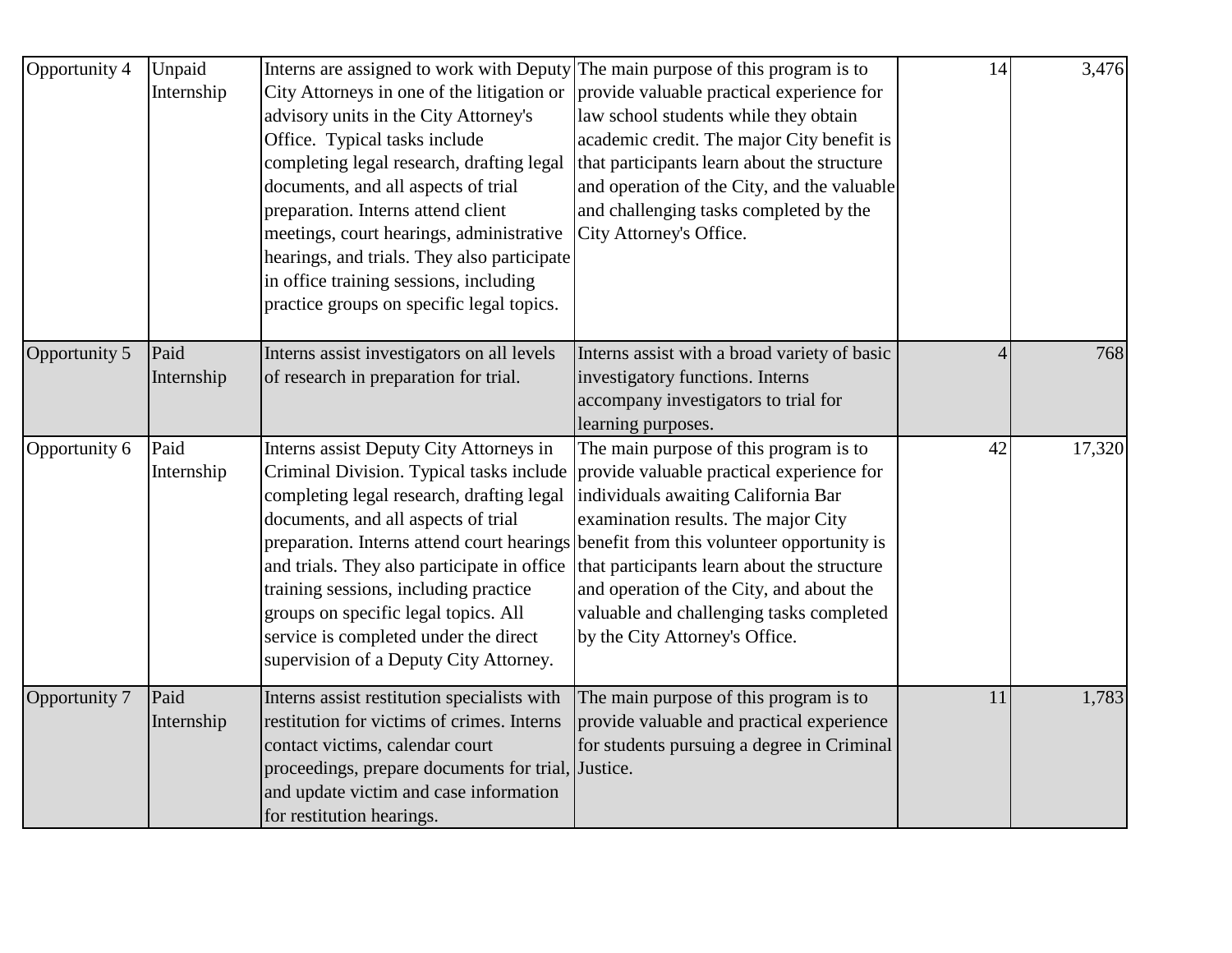| | | | | | |
|---|---|---|---|---|---|
| Opportunity 4 | Unpaid Internship | Interns are assigned to work with Deputy City Attorneys in one of the litigation or advisory units in the City Attorney's Office. Typical tasks include completing legal research, drafting legal documents, and all aspects of trial preparation. Interns attend client meetings, court hearings, administrative hearings, and trials. They also participate in office training sessions, including practice groups on specific legal topics. | The main purpose of this program is to provide valuable practical experience for law school students while they obtain academic credit. The major City benefit is that participants learn about the structure and operation of the City, and the valuable and challenging tasks completed by the City Attorney's Office. | 14 | 3,476 |
| Opportunity 5 | Paid Internship | Interns assist investigators on all levels of research in preparation for trial. | Interns assist with a broad variety of basic investigatory functions. Interns accompany investigators to trial for learning purposes. | 4 | 768 |
| Opportunity 6 | Paid Internship | Interns assist Deputy City Attorneys in Criminal Division. Typical tasks include completing legal research, drafting legal documents, and all aspects of trial preparation. Interns attend court hearings and trials. They also participate in office training sessions, including practice groups on specific legal topics. All service is completed under the direct supervision of a Deputy City Attorney. | The main purpose of this program is to provide valuable practical experience for individuals awaiting California Bar examination results. The major City benefit from this volunteer opportunity is that participants learn about the structure and operation of the City, and about the valuable and challenging tasks completed by the City Attorney's Office. | 42 | 17,320 |
| Opportunity 7 | Paid Internship | Interns assist restitution specialists with restitution for victims of crimes. Interns contact victims, calendar court proceedings, prepare documents for trial, and update victim and case information for restitution hearings. | The main purpose of this program is to provide valuable and practical experience for students pursuing a degree in Criminal Justice. | 11 | 1,783 |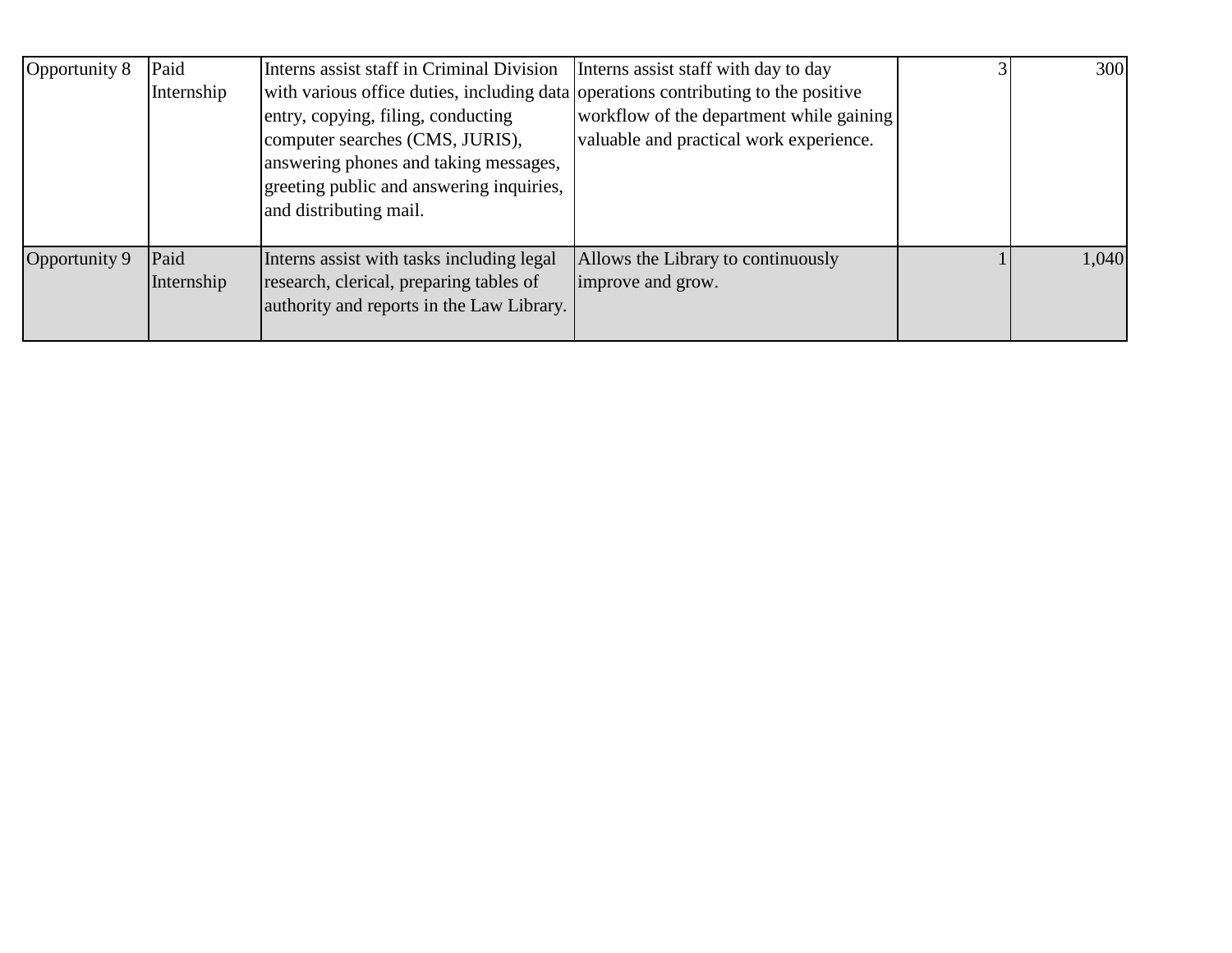| | | | | | |
|---|---|---|---|---|---|
| Opportunity 8 | Paid Internship | Interns assist staff in Criminal Division with various office duties, including data entry, copying, filing, conducting computer searches (CMS, JURIS), answering phones and taking messages, greeting public and answering inquiries, and distributing mail. | Interns assist staff with day to day operations contributing to the positive workflow of the department while gaining valuable and practical work experience. | 3 | 300 |
| Opportunity 9 | Paid Internship | Interns assist with tasks including legal research, clerical, preparing tables of authority and reports in the Law Library. | Allows the Library to continuously improve and grow. | 1 | 1,040 |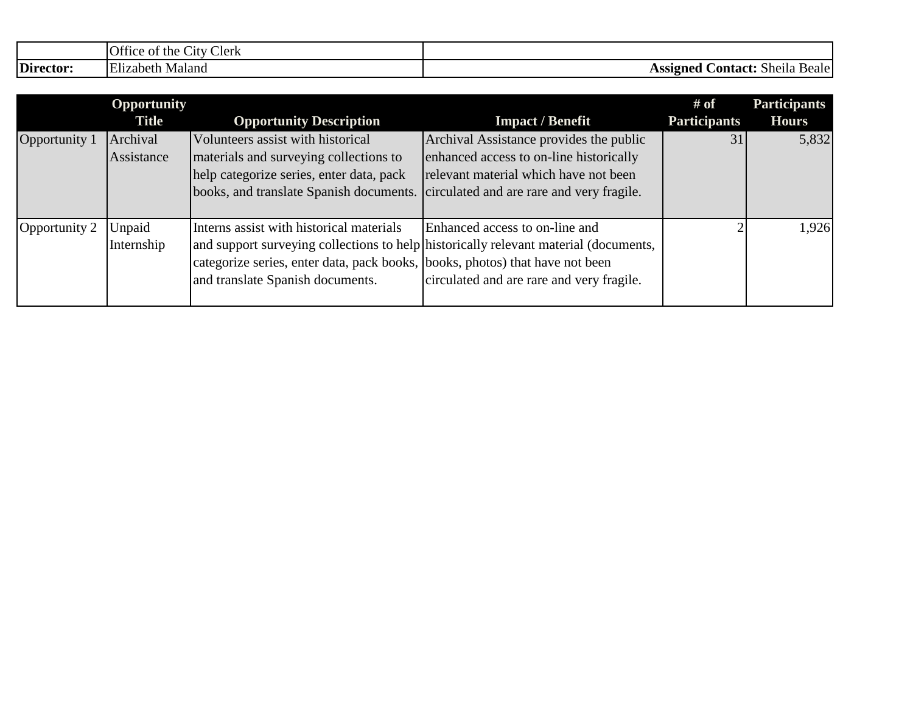| | Office of the City Clerk | |
|---|---|---|
| **Director:** | Elizabeth Maland | **Assigned Contact:** Sheila Beale |

| | Opportunity Title | Opportunity Description | Impact / Benefit | # of Participants | Participants Hours |
|---|---|---|---|---|---|
| Opportunity 1 | Archival Assistance | Volunteers assist with historical materials and surveying collections to help categorize series, enter data, pack books, and translate Spanish documents. | Archival Assistance provides the public enhanced access to on-line historically relevant material which have not been circulated and are rare and very fragile. | 31 | 5,832 |
| Opportunity 2 | Unpaid Internship | Interns assist with historical materials and support surveying collections to help categorize series, enter data, pack books, and translate Spanish documents. | Enhanced access to on-line and historically relevant material (documents, books, photos) that have not been circulated and are rare and very fragile. | 2 | 1,926 |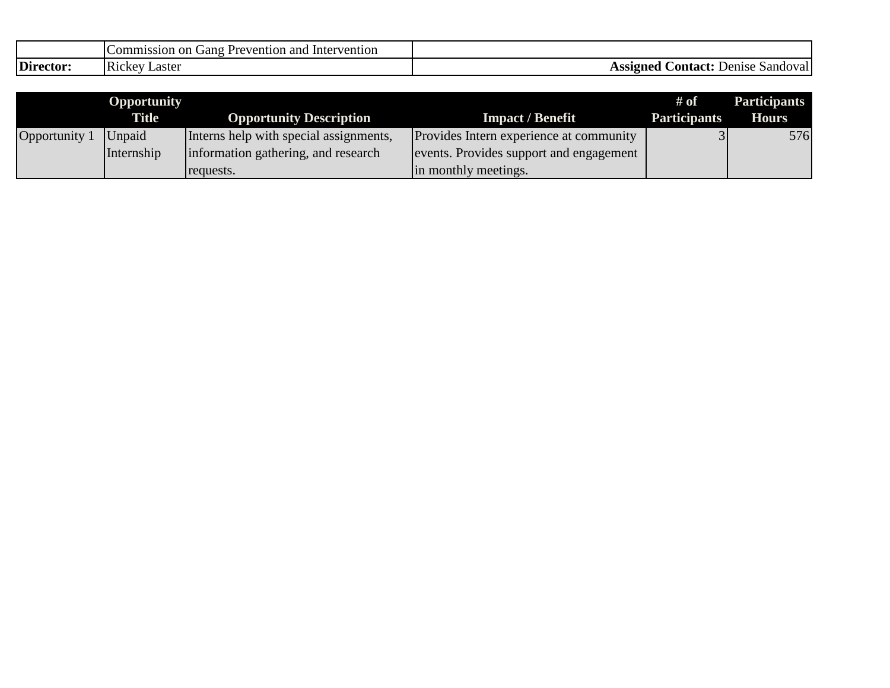| | Commission on Gang Prevention and Intervention | |
|---|---|---|
| **Director:** | Rickey Laster | **Assigned Contact:** Denise Sandoval |

| | Opportunity Title | Opportunity Description | Impact / Benefit | # of Participants | Participants Hours |
|---|---|---|---|---|---|
| Opportunity 1 | Unpaid Internship | Interns help with special assignments, information gathering, and research requests. | Provides Intern experience at community events. Provides support and engagement in monthly meetings. | 3 | 576 |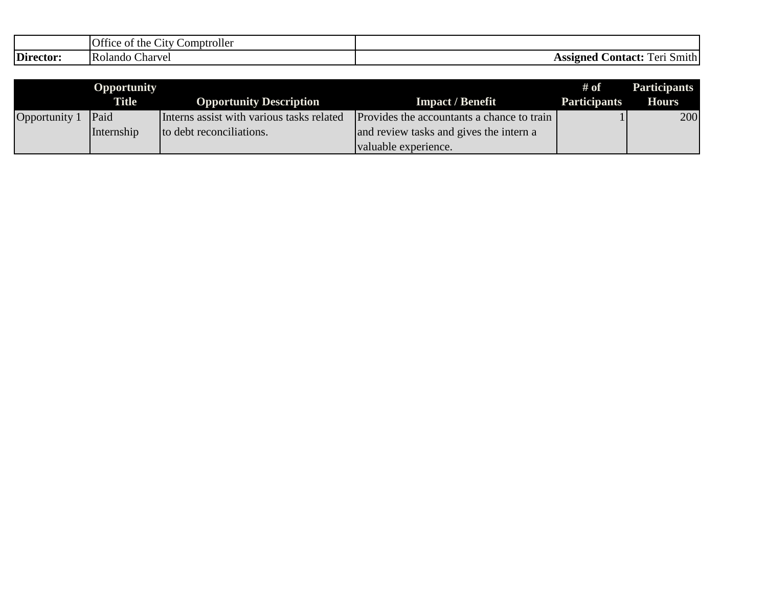| | Office of the City Comptroller | |
|---|---|---|
| **Director:** | Rolando Charvel | **Assigned Contact:** Teri Smith |

| | Opportunity Title | Opportunity Description | Impact / Benefit | # of Participants | Participants Hours |
|---|---|---|---|---|---|
| Opportunity 1 | Paid Internship | Interns assist with various tasks related to debt reconciliations. | Provides the accountants a chance to train and review tasks and gives the intern a valuable experience. | 1 | 200 |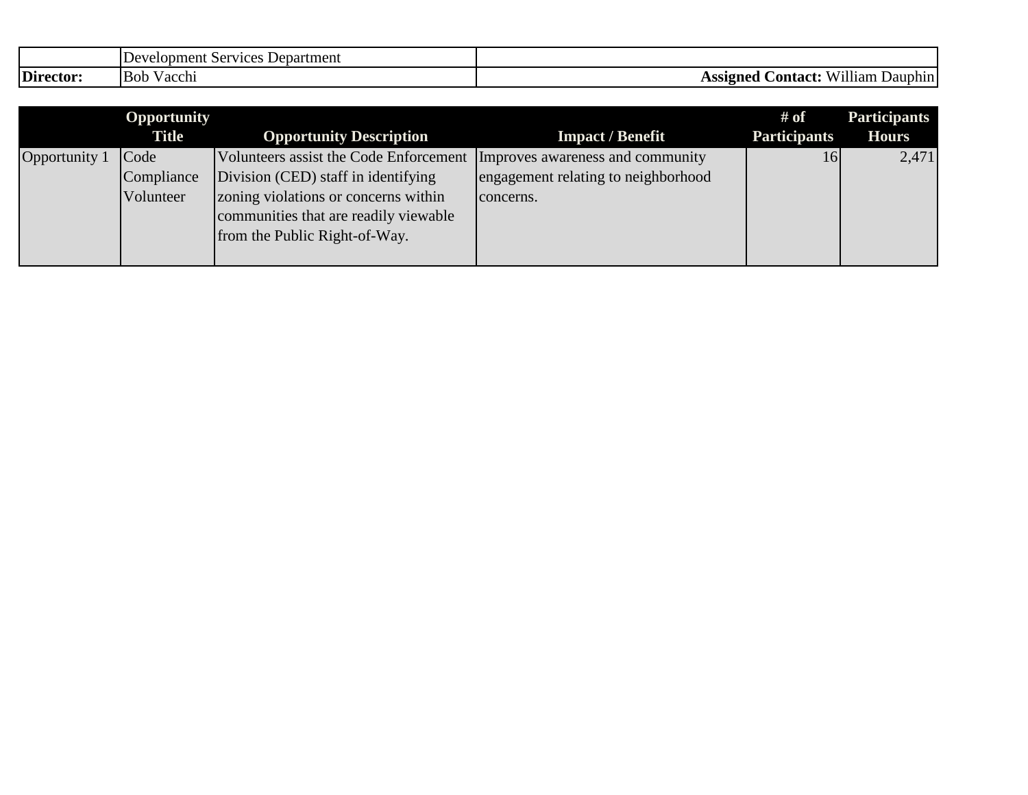| | Development Services Department | |
|---|---|---|
| **Director:** | Bob Vacchi | **Assigned Contact:** William Dauphin |

| | Opportunity Title | Opportunity Description | Impact / Benefit | # of Participants | Participants Hours |
|---|---|---|---|---|---|
| Opportunity 1 | Code Compliance Volunteer | Volunteers assist the Code Enforcement Division (CED) staff in identifying zoning violations or concerns within communities that are readily viewable from the Public Right-of-Way. | Improves awareness and community engagement relating to neighborhood concerns. | 16 | 2,471 |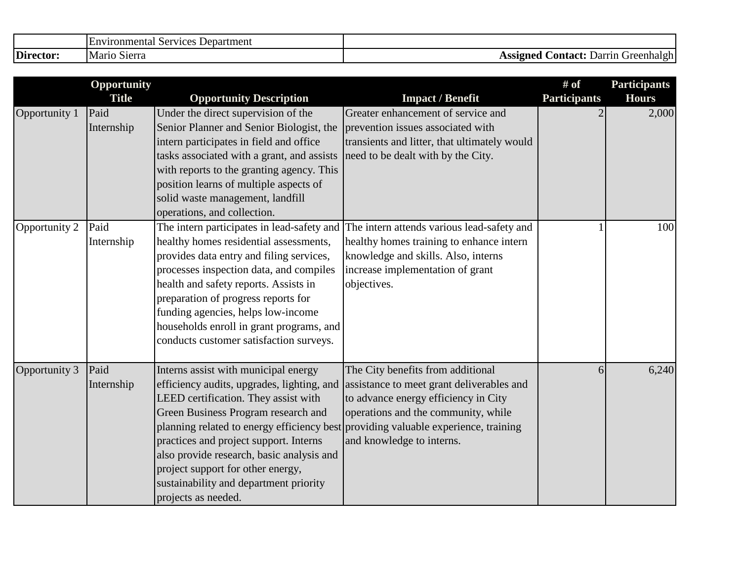| | Environmental Services Department | |
|---|---|---|
| **Director:** | Mario Sierra | **Assigned Contact:** Darrin Greenhalgh |

| | Opportunity Title | Opportunity Description | Impact / Benefit | # of Participants | Participants Hours |
|---|---|---|---|---|---|
| Opportunity 1 | Paid Internship | Under the direct supervision of the Senior Planner and Senior Biologist, the intern participates in field and office tasks associated with a grant, and assists with reports to the granting agency. This position learns of multiple aspects of solid waste management, landfill operations, and collection. | Greater enhancement of service and prevention issues associated with transients and litter, that ultimately would need to be dealt with by the City. | 2 | 2,000 |
| Opportunity 2 | Paid Internship | The intern participates in lead-safety and healthy homes residential assessments, provides data entry and filing services, processes inspection data, and compiles health and safety reports. Assists in preparation of progress reports for funding agencies, helps low-income households enroll in grant programs, and conducts customer satisfaction surveys. | The intern attends various lead-safety and healthy homes training to enhance intern knowledge and skills. Also, interns increase implementation of grant objectives. | 1 | 100 |
| Opportunity 3 | Paid Internship | Interns assist with municipal energy efficiency audits, upgrades, lighting, and LEED certification. They assist with Green Business Program research and planning related to energy efficiency best practices and project support. Interns also provide research, basic analysis and project support for other energy, sustainability and department priority projects as needed. | The City benefits from additional assistance to meet grant deliverables and to advance energy efficiency in City operations and the community, while providing valuable experience, training and knowledge to interns. | 6 | 6,240 |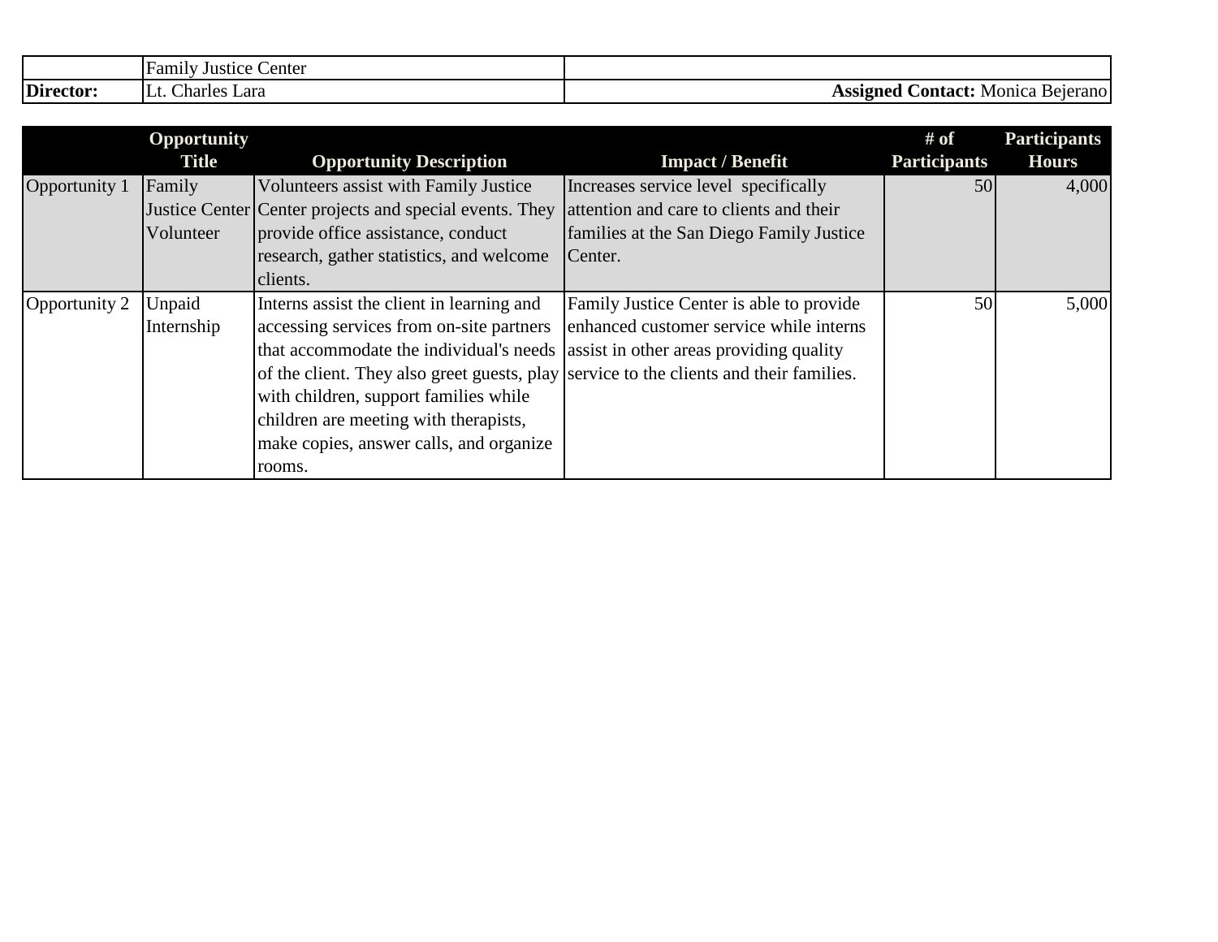| | Family Justice Center | |
|---|---|---|
| **Director:** | Lt. Charles Lara | **Assigned Contact:** Monica Bejerano |

| | Opportunity Title | Opportunity Description | Impact / Benefit | # of Participants | Participants Hours |
|---|---|---|---|---|---|
| Opportunity 1 | Family Justice Center Volunteer | Volunteers assist with Family Justice Center projects and special events. They provide office assistance, conduct research, gather statistics, and welcome clients. | Increases service level specifically attention and care to clients and their families at the San Diego Family Justice Center. | 50 | 4,000 |
| Opportunity 2 | Unpaid Internship | Interns assist the client in learning and accessing services from on-site partners that accommodate the individual's needs of the client. They also greet guests, play with children, support families while children are meeting with therapists, make copies, answer calls, and organize rooms. | Family Justice Center is able to provide enhanced customer service while interns assist in other areas providing quality service to the clients and their families. | 50 | 5,000 |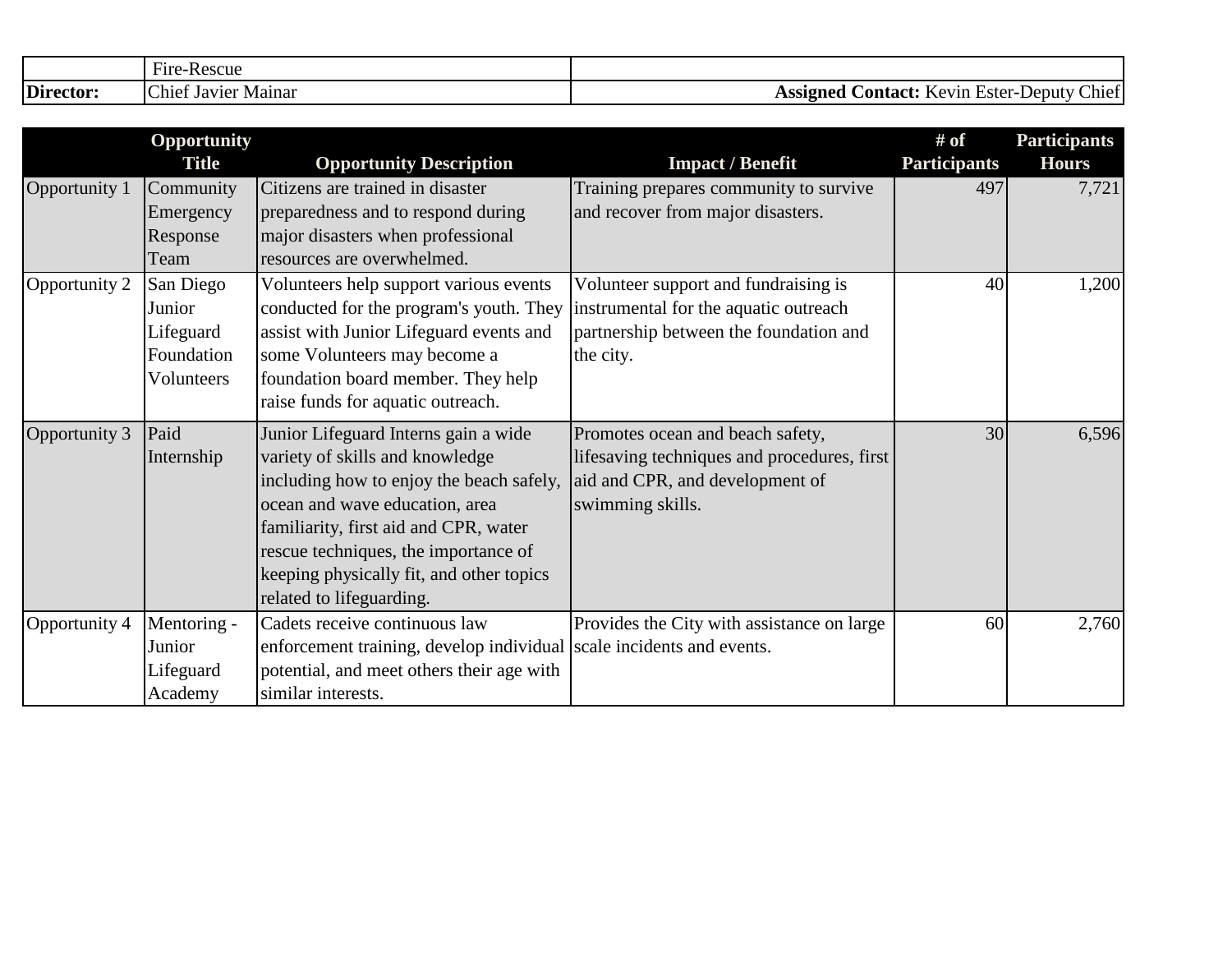| | Fire-Rescue | |
|---|---|---|
| **Director:** | Chief Javier Mainar | **Assigned Contact:** Kevin Ester-Deputy Chief |

| | Opportunity Title | Opportunity Description | Impact / Benefit | # of Participants | Participants Hours |
|---|---|---|---|---|---|
| Opportunity 1 | Community Emergency Response Team | Citizens are trained in disaster preparedness and to respond during major disasters when professional resources are overwhelmed. | Training prepares community to survive and recover from major disasters. | 497 | 7,721 |
| Opportunity 2 | San Diego Junior Lifeguard Foundation Volunteers | Volunteers help support various events conducted for the program's youth. They assist with Junior Lifeguard events and some Volunteers may become a foundation board member. They help raise funds for aquatic outreach. | Volunteer support and fundraising is instrumental for the aquatic outreach partnership between the foundation and the city. | 40 | 1,200 |
| Opportunity 3 | Paid Internship | Junior Lifeguard Interns gain a wide variety of skills and knowledge including how to enjoy the beach safely, ocean and wave education, area familiarity, first aid and CPR, water rescue techniques, the importance of keeping physically fit, and other topics related to lifeguarding. | Promotes ocean and beach safety, lifesaving techniques and procedures, first aid and CPR, and development of swimming skills. | 30 | 6,596 |
| Opportunity 4 | Mentoring - Junior Lifeguard Academy | Cadets receive continuous law enforcement training, develop individual potential, and meet others their age with similar interests. | Provides the City with assistance on large scale incidents and events. | 60 | 2,760 |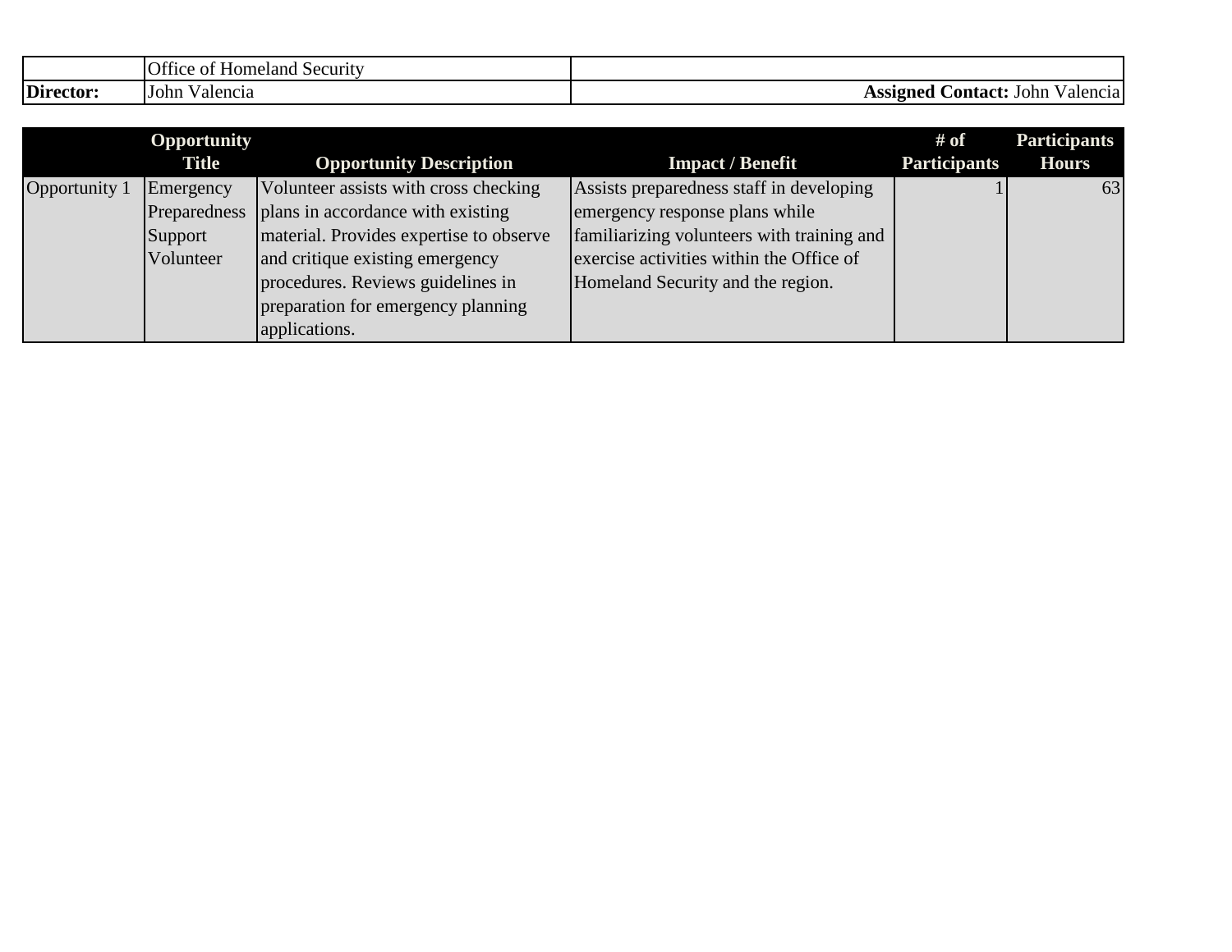| | Office of Homeland Security | |
|---|---|---|
| **Director:** | John Valencia | **Assigned Contact:** John Valencia |

| | Opportunity Title | Opportunity Description | Impact / Benefit | # of Participants | Participants Hours |
|---|---|---|---|---|---|
| Opportunity 1 | Emergency Preparedness Support Volunteer | Volunteer assists with cross checking plans in accordance with existing material. Provides expertise to observe and critique existing emergency procedures. Reviews guidelines in preparation for emergency planning applications. | Assists preparedness staff in developing emergency response plans while familiarizing volunteers with training and exercise activities within the Office of Homeland Security and the region. | 1 | 63 |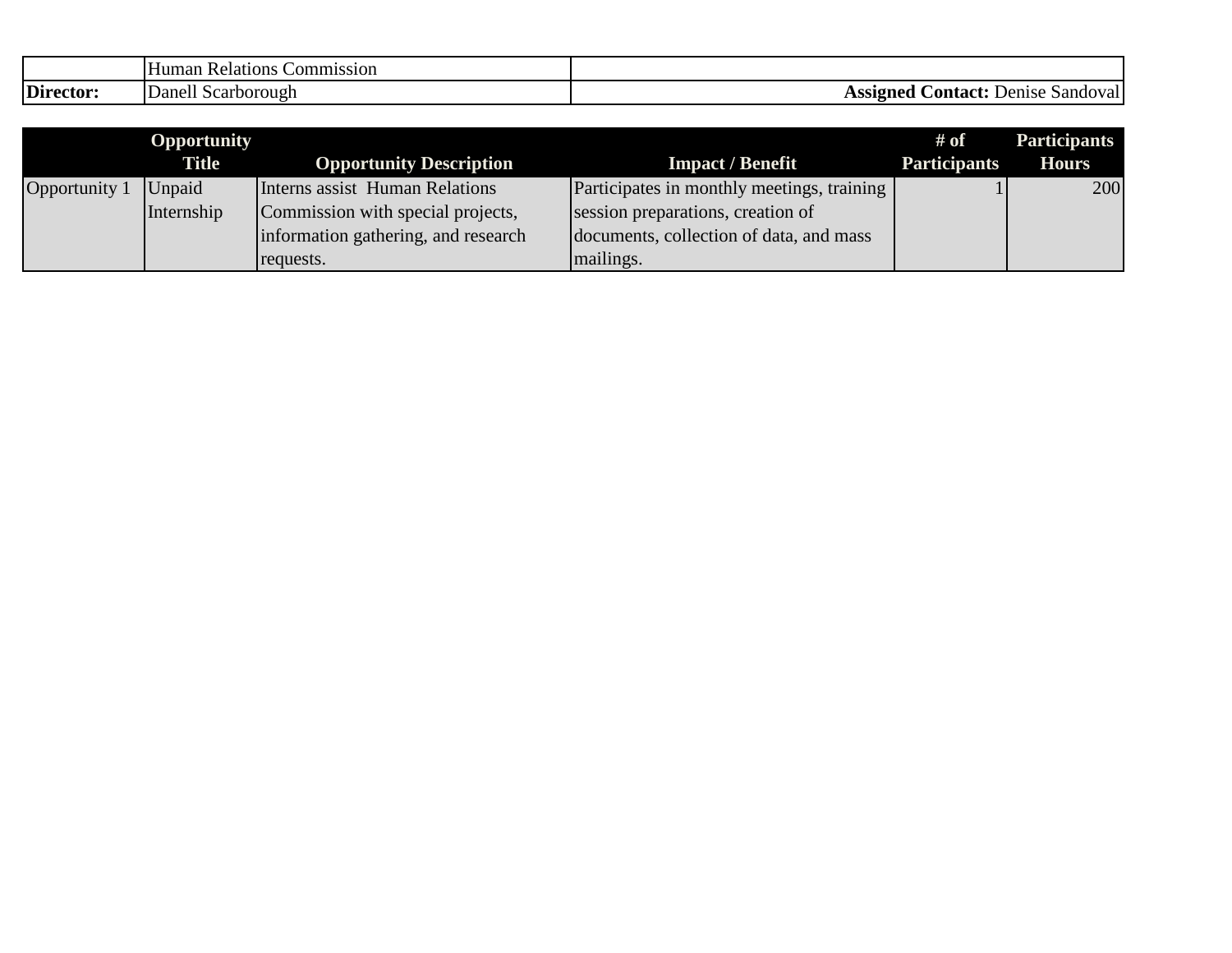| | Human Relations Commission | |
|---|---|---|
| **Director:** | Danell Scarborough | **Assigned Contact:** Denise Sandoval |

| | Opportunity Title | Opportunity Description | Impact / Benefit | # of Participants | Participants Hours |
|---|---|---|---|---|---|
| Opportunity 1 | Unpaid Internship | Interns assist Human Relations Commission with special projects, information gathering, and research requests. | Participates in monthly meetings, training session preparations, creation of documents, collection of data, and mass mailings. | 1 | 200 |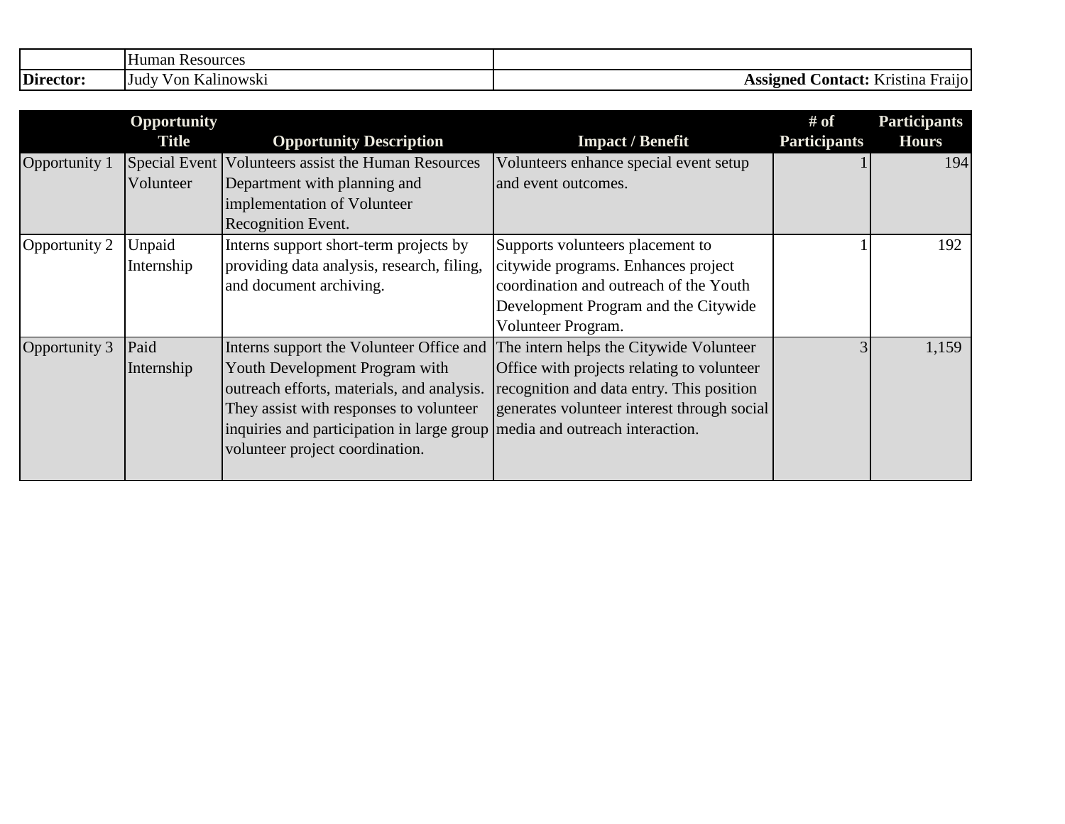| | Human Resources | |
|---|---|---|
| **Director:** | Judy Von Kalinowski | **Assigned Contact:** Kristina Fraijo |

| | Opportunity Title | Opportunity Description | Impact / Benefit | # of Participants | Participants Hours |
|---|---|---|---|---|---|
| Opportunity 1 | Special Event Volunteer | Volunteers assist the Human Resources Department with planning and implementation of Volunteer Recognition Event. | Volunteers enhance special event setup and event outcomes. | 1 | 194 |
| Opportunity 2 | Unpaid Internship | Interns support short-term projects by providing data analysis, research, filing, and document archiving. | Supports volunteers placement to citywide programs. Enhances project coordination and outreach of the Youth Development Program and the Citywide Volunteer Program. | 1 | 192 |
| Opportunity 3 | Paid Internship | Interns support the Volunteer Office and Youth Development Program with outreach efforts, materials, and analysis. They assist with responses to volunteer inquiries and participation in large group volunteer project coordination. | The intern helps the Citywide Volunteer Office with projects relating to volunteer recognition and data entry. This position generates volunteer interest through social media and outreach interaction. | 3 | 1,159 |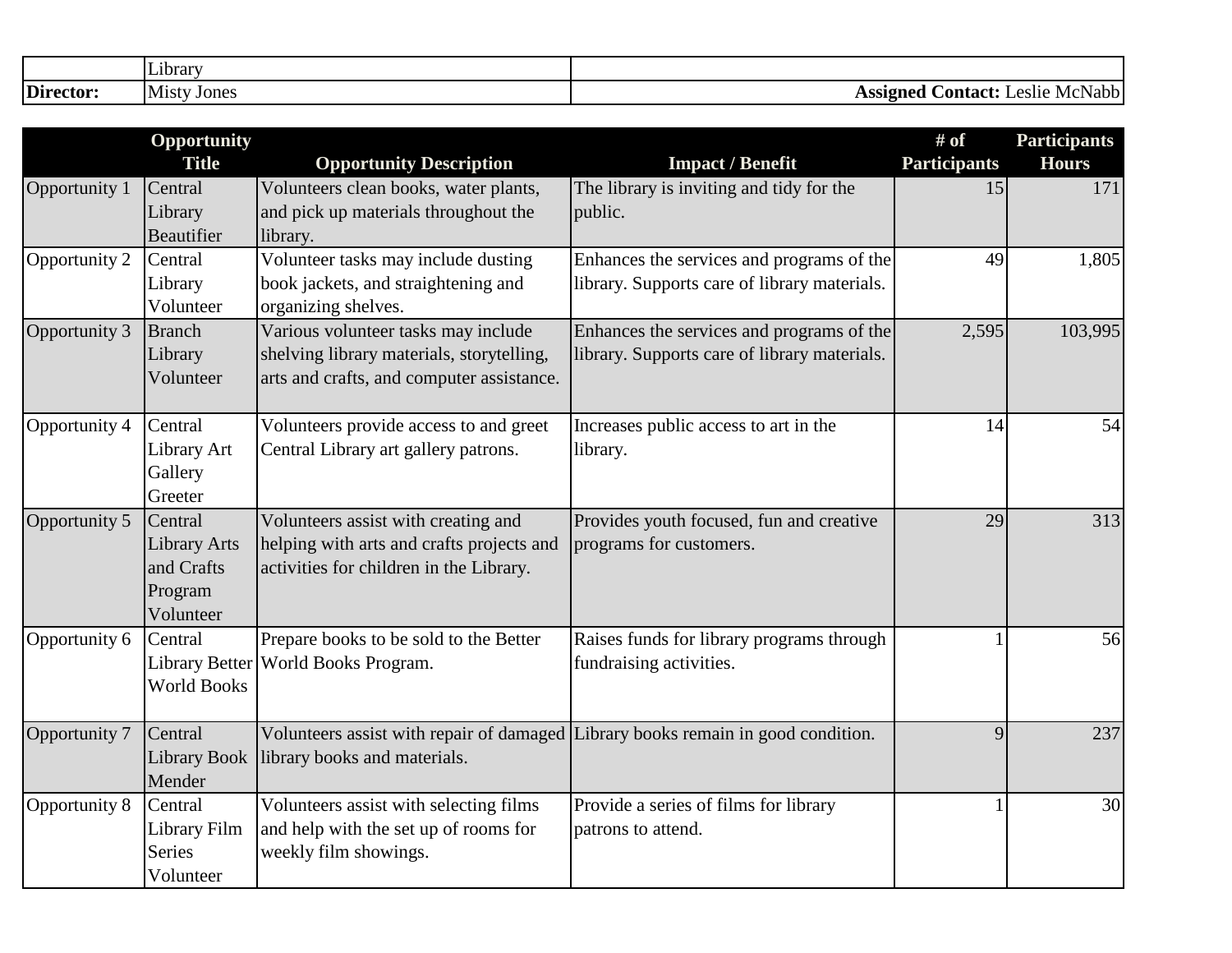| | Library | |
|---|---|---|
| **Director:** | Misty Jones | **Assigned Contact:** Leslie McNabb |

| | Opportunity Title | Opportunity Description | Impact / Benefit | # of Participants | Participants Hours |
|---|---|---|---|---|---|
| Opportunity 1 | Central Library Beautifier | Volunteers clean books, water plants, and pick up materials throughout the library. | The library is inviting and tidy for the public. | 15 | 171 |
| Opportunity 2 | Central Library Volunteer | Volunteer tasks may include dusting book jackets, and straightening and organizing shelves. | Enhances the services and programs of the library. Supports care of library materials. | 49 | 1,805 |
| Opportunity 3 | Branch Library Volunteer | Various volunteer tasks may include shelving library materials, storytelling, arts and crafts, and computer assistance. | Enhances the services and programs of the library. Supports care of library materials. | 2,595 | 103,995 |
| Opportunity 4 | Central Library Art Gallery Greeter | Volunteers provide access to and greet Central Library art gallery patrons. | Increases public access to art in the library. | 14 | 54 |
| Opportunity 5 | Central Library Arts and Crafts Program Volunteer | Volunteers assist with creating and helping with arts and crafts projects and activities for children in the Library. | Provides youth focused, fun and creative programs for customers. | 29 | 313 |
| Opportunity 6 | Central Library Better World Books | Prepare books to be sold to the Better World Books Program. | Raises funds for library programs through fundraising activities. | 1 | 56 |
| Opportunity 7 | Central Library Book Mender | Volunteers assist with repair of damaged library books and materials. | Library books remain in good condition. | 9 | 237 |
| Opportunity 8 | Central Library Film Series Volunteer | Volunteers assist with selecting films and help with the set up of rooms for weekly film showings. | Provide a series of films for library patrons to attend. | 1 | 30 |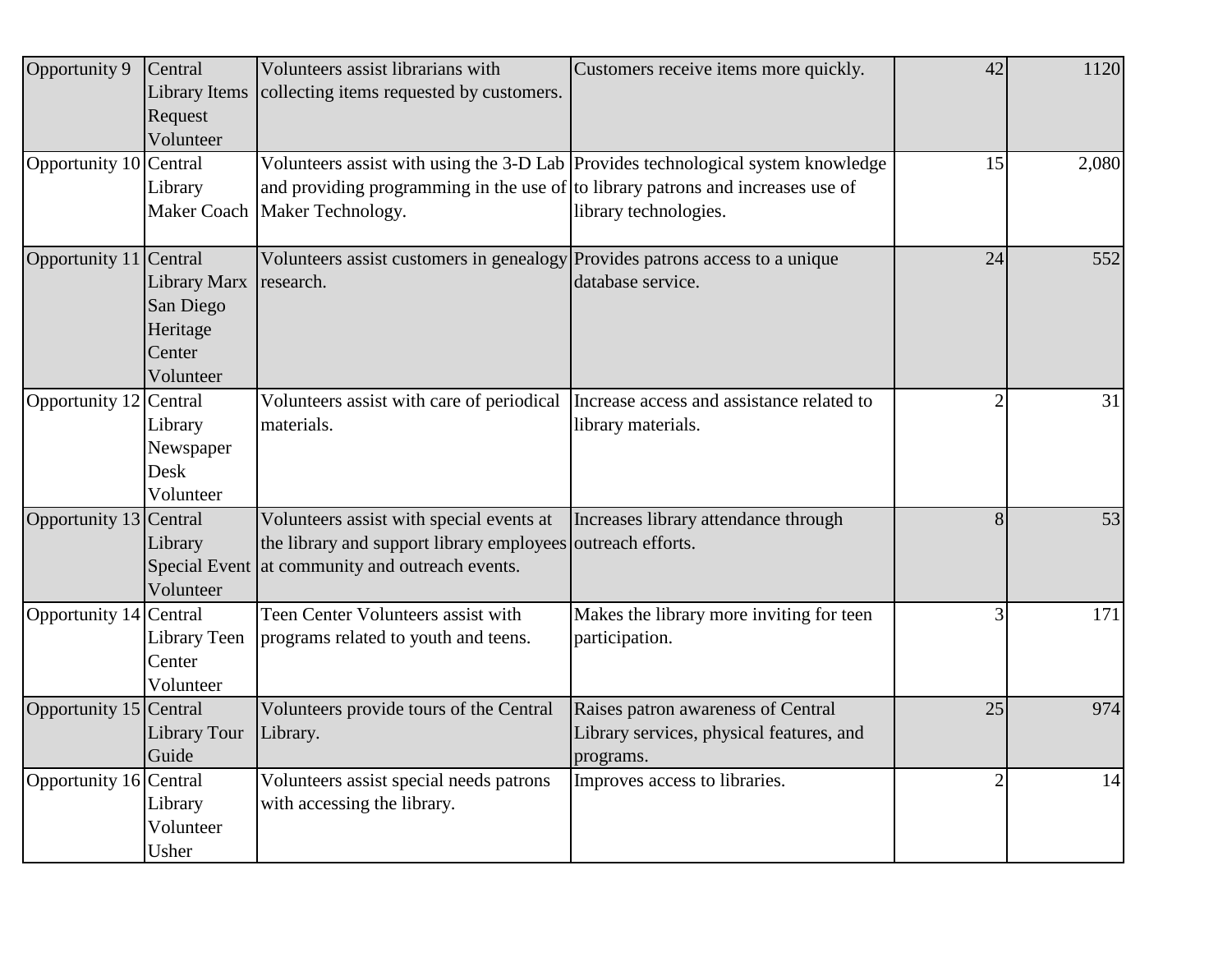| Opportunity 9 | Central Library Items Request Volunteer | Volunteers assist librarians with collecting items requested by customers. | Customers receive items more quickly. | 42 | 1120 |
|---|---|---|---|---|---|
| Opportunity 10 | Central Library Maker Coach | Volunteers assist with using the 3-D Lab and providing programming in the use of Maker Technology. | Provides technological system knowledge to library patrons and increases use of library technologies. | 15 | 2,080 |
| Opportunity 11 | Central Library Marx San Diego Heritage Center Volunteer | Volunteers assist customers in genealogy research. | Provides patrons access to a unique database service. | 24 | 552 |
| Opportunity 12 | Central Library Newspaper Desk Volunteer | Volunteers assist with care of periodical materials. | Increase access and assistance related to library materials. | 2 | 31 |
| Opportunity 13 | Central Library Special Event Volunteer | Volunteers assist with special events at the library and support library employees at community and outreach events. | Increases library attendance through outreach efforts. | 8 | 53 |
| Opportunity 14 | Central Library Teen Center Volunteer | Teen Center Volunteers assist with programs related to youth and teens. | Makes the library more inviting for teen participation. | 3 | 171 |
| Opportunity 15 | Central Library Tour Guide | Volunteers provide tours of the Central Library. | Raises patron awareness of Central Library services, physical features, and programs. | 25 | 974 |
| Opportunity 16 | Central Library Volunteer Usher | Volunteers assist special needs patrons with accessing the library. | Improves access to libraries. | 2 | 14 |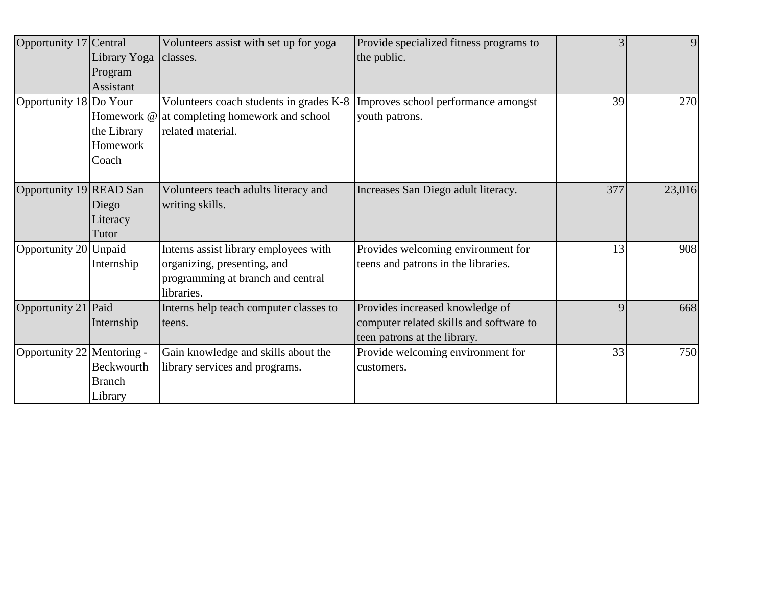| | | | | | |
|---|---|---|---|---|---|
| Opportunity 17 | Central Library Yoga Program Assistant | Volunteers assist with set up for yoga classes. | Provide specialized fitness programs to the public. | 3 | 9 |
| Opportunity 18 | Do Your Homework @ the Library Homework Coach | Volunteers coach students in grades K-8 at completing homework and school related material. | Improves school performance amongst youth patrons. | 39 | 270 |
| Opportunity 19 | READ San Diego Literacy Tutor | Volunteers teach adults literacy and writing skills. | Increases San Diego adult literacy. | 377 | 23,016 |
| Opportunity 20 | Unpaid Internship | Interns assist library employees with organizing, presenting, and programming at branch and central libraries. | Provides welcoming environment for teens and patrons in the libraries. | 13 | 908 |
| Opportunity 21 | Paid Internship | Interns help teach computer classes to teens. | Provides increased knowledge of computer related skills and software to teen patrons at the library. | 9 | 668 |
| Opportunity 22 | Mentoring - Beckwourth Branch Library | Gain knowledge and skills about the library services and programs. | Provide welcoming environment for customers. | 33 | 750 |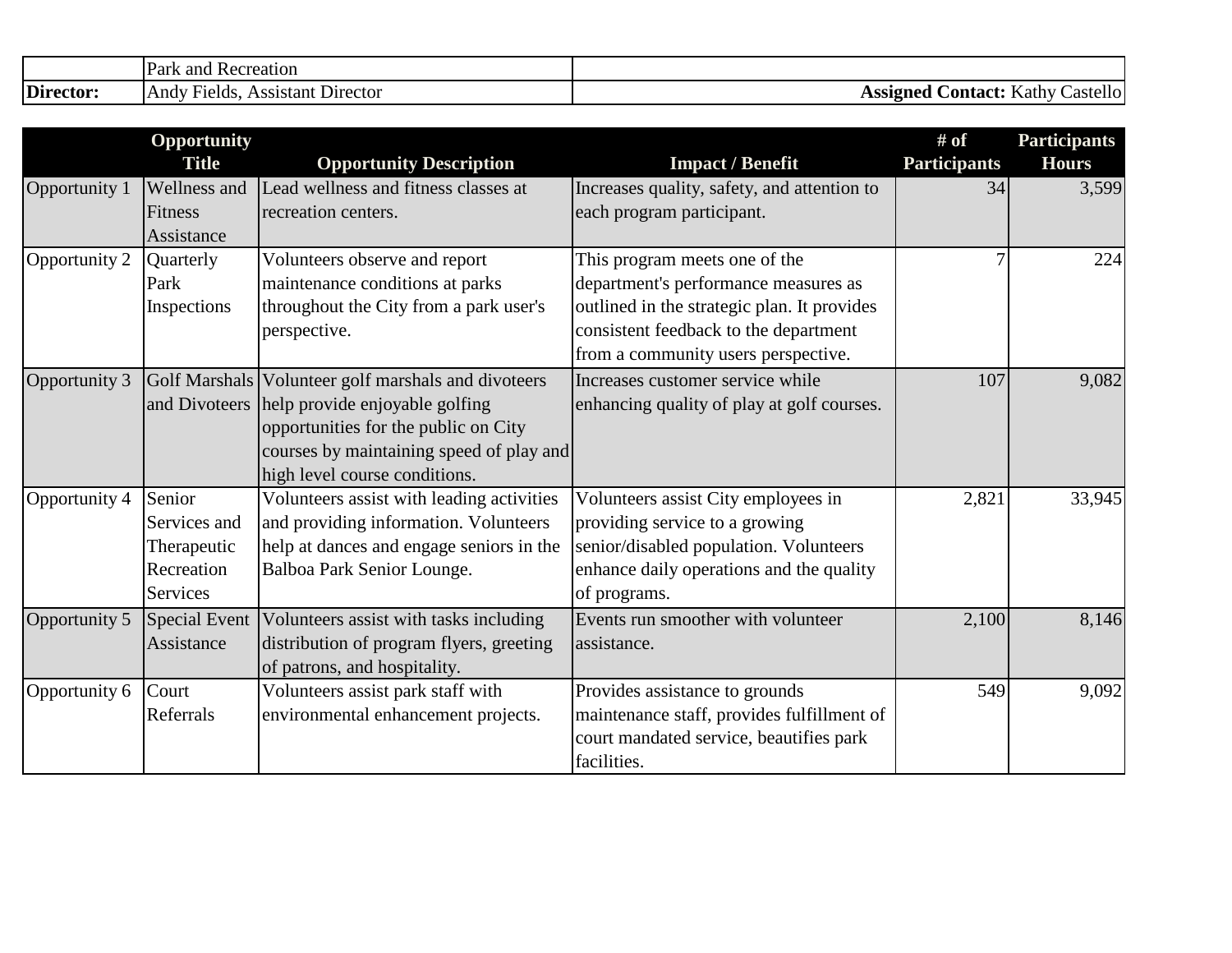| | Park and Recreation | |
|---|---|---|
| **Director:** | Andy Fields, Assistant Director | **Assigned Contact:** Kathy Castello |

| | Opportunity Title | Opportunity Description | Impact / Benefit | # of Participants | Participants Hours |
|---|---|---|---|---|---|
| Opportunity 1 | Wellness and Fitness Assistance | Lead wellness and fitness classes at recreation centers. | Increases quality, safety, and attention to each program participant. | 34 | 3,599 |
| Opportunity 2 | Quarterly Park Inspections | Volunteers observe and report maintenance conditions at parks throughout the City from a park user's perspective. | This program meets one of the department's performance measures as outlined in the strategic plan. It provides consistent feedback to the department from a community users perspective. | 7 | 224 |
| Opportunity 3 | Golf Marshals and Divoteers | Volunteer golf marshals and divoteers help provide enjoyable golfing opportunities for the public on City courses by maintaining speed of play and high level course conditions. | Increases customer service while enhancing quality of play at golf courses. | 107 | 9,082 |
| Opportunity 4 | Senior Services and Therapeutic Recreation Services | Volunteers assist with leading activities and providing information. Volunteers help at dances and engage seniors in the Balboa Park Senior Lounge. | Volunteers assist City employees in providing service to a growing senior/disabled population. Volunteers enhance daily operations and the quality of programs. | 2,821 | 33,945 |
| Opportunity 5 | Special Event Assistance | Volunteers assist with tasks including distribution of program flyers, greeting of patrons, and hospitality. | Events run smoother with volunteer assistance. | 2,100 | 8,146 |
| Opportunity 6 | Court Referrals | Volunteers assist park staff with environmental enhancement projects. | Provides assistance to grounds maintenance staff, provides fulfillment of court mandated service, beautifies park facilities. | 549 | 9,092 |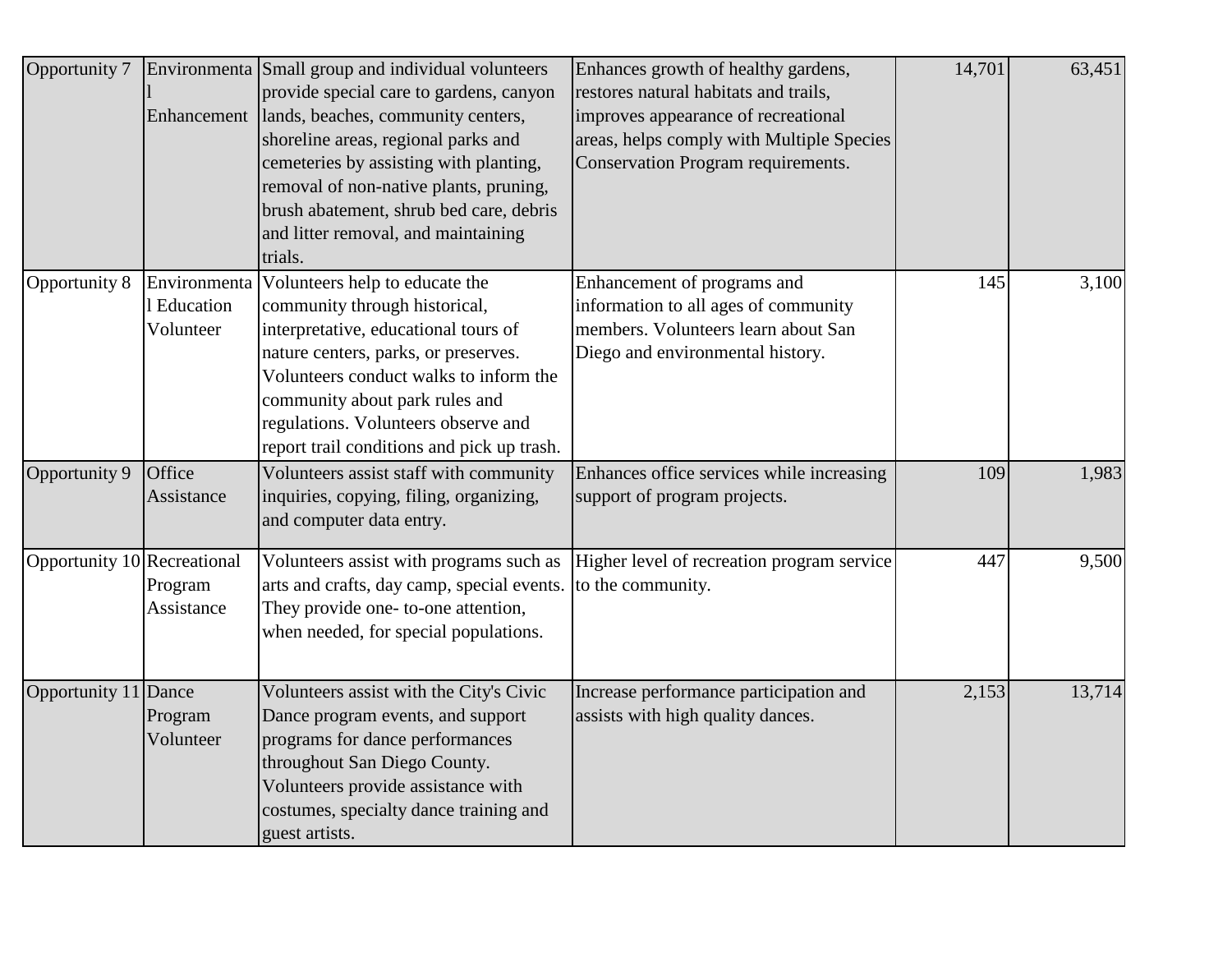| Opportunity 7 | Environmental Enhancement | Small group and individual volunteers provide special care to gardens, canyon lands, beaches, community centers, shoreline areas, regional parks and cemeteries by assisting with planting, removal of non-native plants, pruning, brush abatement, shrub bed care, debris and litter removal, and maintaining trials. | Enhances growth of healthy gardens, restores natural habitats and trails, improves appearance of recreational areas, helps comply with Multiple Species Conservation Program requirements. | 14,701 | 63,451 |
|---|---|---|---|---|---|
| Opportunity 8 | Environmental Education Volunteer | Volunteers help to educate the community through historical, interpretative, educational tours of nature centers, parks, or preserves. Volunteers conduct walks to inform the community about park rules and regulations. Volunteers observe and report trail conditions and pick up trash. | Enhancement of programs and information to all ages of community members. Volunteers learn about San Diego and environmental history. | 145 | 3,100 |
| Opportunity 9 | Office Assistance | Volunteers assist staff with community inquiries, copying, filing, organizing, and computer data entry. | Enhances office services while increasing support of program projects. | 109 | 1,983 |
| Opportunity 10 | Recreational Program Assistance | Volunteers assist with programs such as arts and crafts, day camp, special events. They provide one- to-one attention, when needed, for special populations. | Higher level of recreation program service to the community. | 447 | 9,500 |
| Opportunity 11 | Dance Program Volunteer | Volunteers assist with the City's Civic Dance program events, and support programs for dance performances throughout San Diego County. Volunteers provide assistance with costumes, specialty dance training and guest artists. | Increase performance participation and assists with high quality dances. | 2,153 | 13,714 |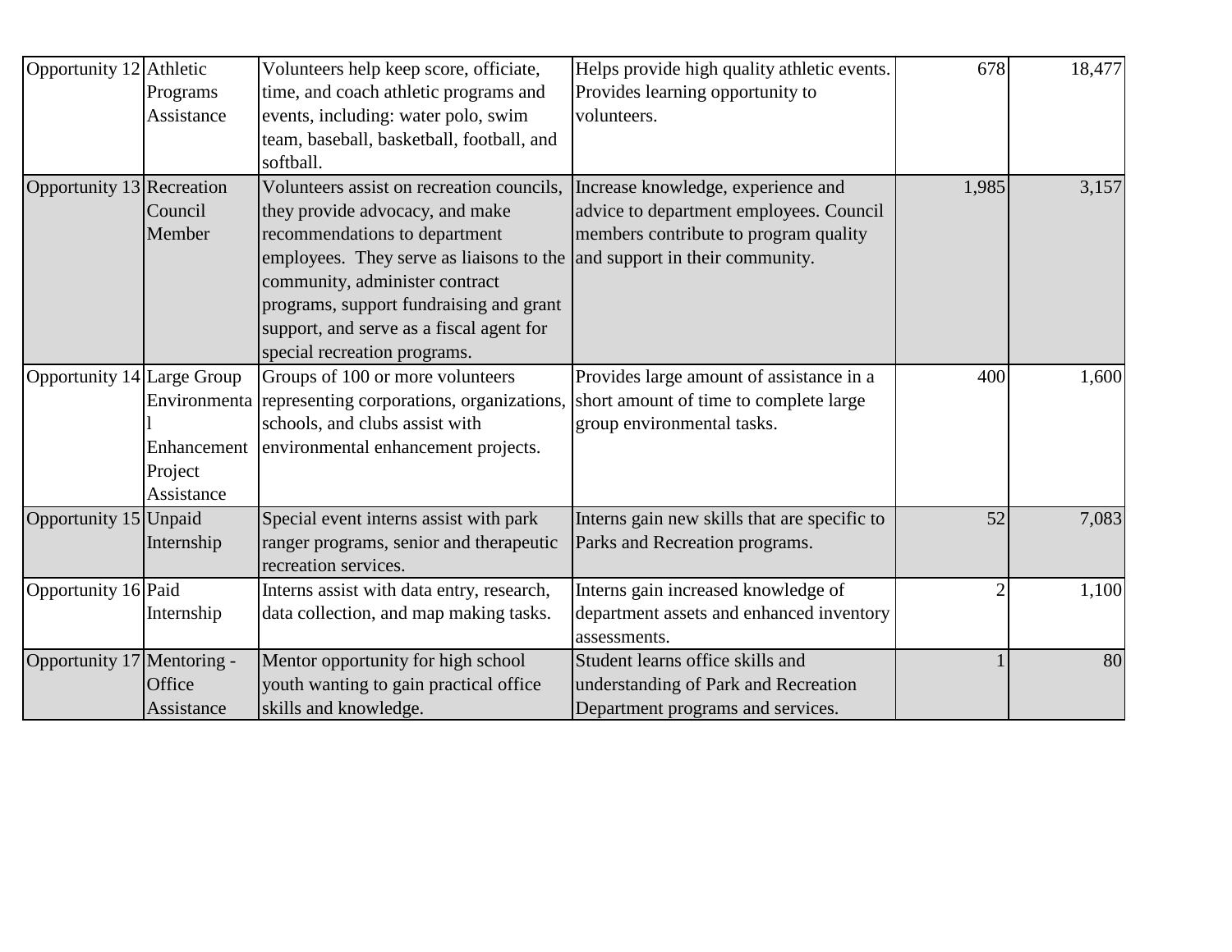| | | | | | |
|---|---|---|---|---|---|
| Opportunity 12 | Athletic Programs Assistance | Volunteers help keep score, officiate, time, and coach athletic programs and events, including: water polo, swim team, baseball, basketball, football, and softball. | Helps provide high quality athletic events. Provides learning opportunity to volunteers. | 678 | 18,477 |
| Opportunity 13 | Recreation Council Member | Volunteers assist on recreation councils, they provide advocacy, and make recommendations to department employees. They serve as liaisons to the community, administer contract programs, support fundraising and grant support, and serve as a fiscal agent for special recreation programs. | Increase knowledge, experience and advice to department employees. Council members contribute to program quality and support in their community. | 1,985 | 3,157 |
| Opportunity 14 | Large Group Environmental Enhancement Project Assistance | Groups of 100 or more volunteers representing corporations, organizations, schools, and clubs assist with environmental enhancement projects. | Provides large amount of assistance in a short amount of time to complete large group environmental tasks. | 400 | 1,600 |
| Opportunity 15 | Unpaid Internship | Special event interns assist with park ranger programs, senior and therapeutic recreation services. | Interns gain new skills that are specific to Parks and Recreation programs. | 52 | 7,083 |
| Opportunity 16 | Paid Internship | Interns assist with data entry, research, data collection, and map making tasks. | Interns gain increased knowledge of department assets and enhanced inventory assessments. | 2 | 1,100 |
| Opportunity 17 | Mentoring - Office Assistance | Mentor opportunity for high school youth wanting to gain practical office skills and knowledge. | Student learns office skills and understanding of Park and Recreation Department programs and services. | 1 | 80 |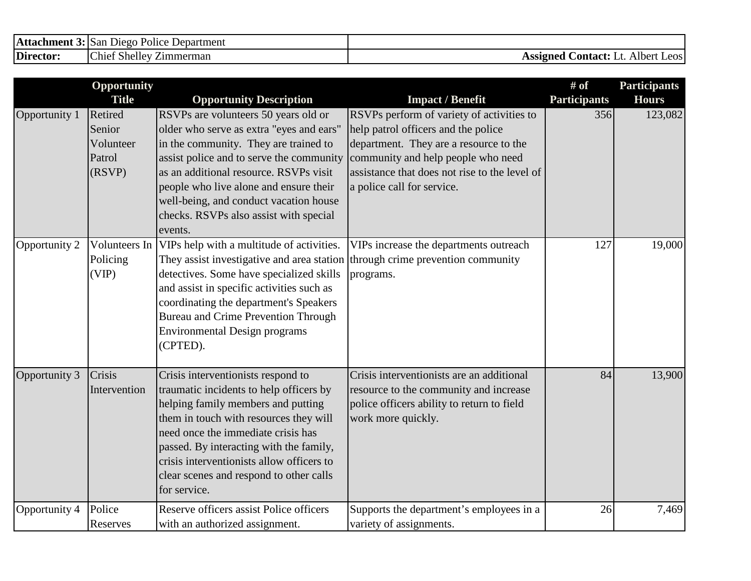| **Attachment 3:** | San Diego Police Department | |
|---|---|---|
| **Director:** | Chief Shelley Zimmerman | **Assigned Contact:** Lt. Albert Leos |

| | Opportunity Title | Opportunity Description | Impact / Benefit | # of Participants | Participants Hours |
|---|---|---|---|---|---|
| Opportunity 1 | Retired Senior Volunteer Patrol (RSVP) | RSVPs are volunteers 50 years old or older who serve as extra "eyes and ears" in the community. They are trained to assist police and to serve the community as an additional resource. RSVPs visit people who live alone and ensure their well-being, and conduct vacation house checks. RSVPs also assist with special events. | RSVPs perform of variety of activities to help patrol officers and the police department. They are a resource to the community and help people who need assistance that does not rise to the level of a police call for service. | 356 | 123,082 |
| Opportunity 2 | Volunteers In Policing (VIP) | VIPs help with a multitude of activities. They assist investigative and area station detectives. Some have specialized skills and assist in specific activities such as coordinating the department's Speakers Bureau and Crime Prevention Through Environmental Design programs (CPTED). | VIPs increase the departments outreach through crime prevention community programs. | 127 | 19,000 |
| Opportunity 3 | Crisis Intervention | Crisis interventionists respond to traumatic incidents to help officers by helping family members and putting them in touch with resources they will need once the immediate crisis has passed. By interacting with the family, crisis interventionists allow officers to clear scenes and respond to other calls for service. | Crisis interventionists are an additional resource to the community and increase police officers ability to return to field work more quickly. | 84 | 13,900 |
| Opportunity 4 | Police Reserves | Reserve officers assist Police officers with an authorized assignment. | Supports the department's employees in a variety of assignments. | 26 | 7,469 |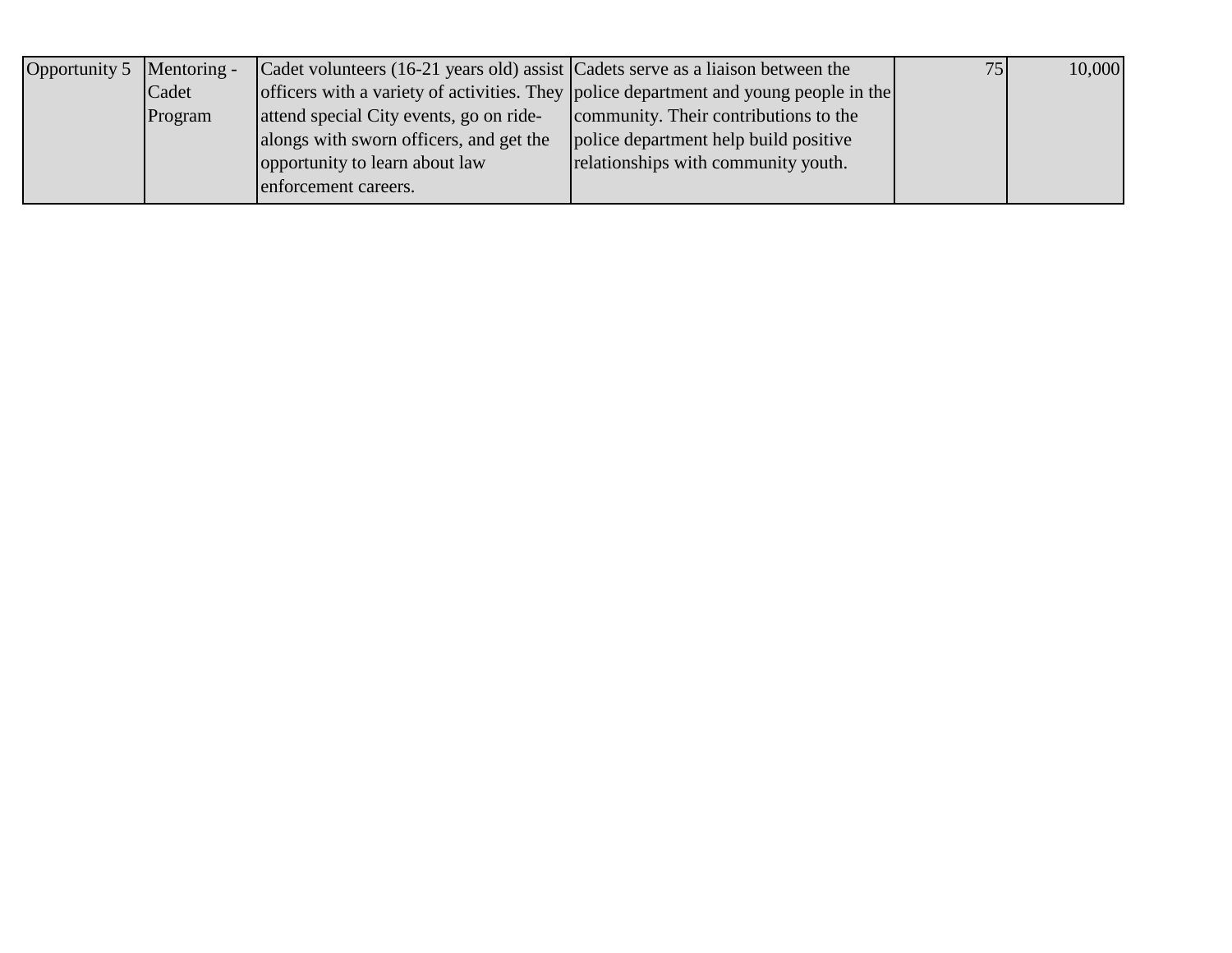| | | | | | |
|---|---|---|---|---|---|
| Opportunity 5 | Mentoring - Cadet Program | Cadet volunteers (16-21 years old) assist officers with a variety of activities. They attend special City events, go on ride-alongs with sworn officers, and get the opportunity to learn about law enforcement careers. | Cadets serve as a liaison between the police department and young people in the community. Their contributions to the police department help build positive relationships with community youth. | 75 | 10,000 |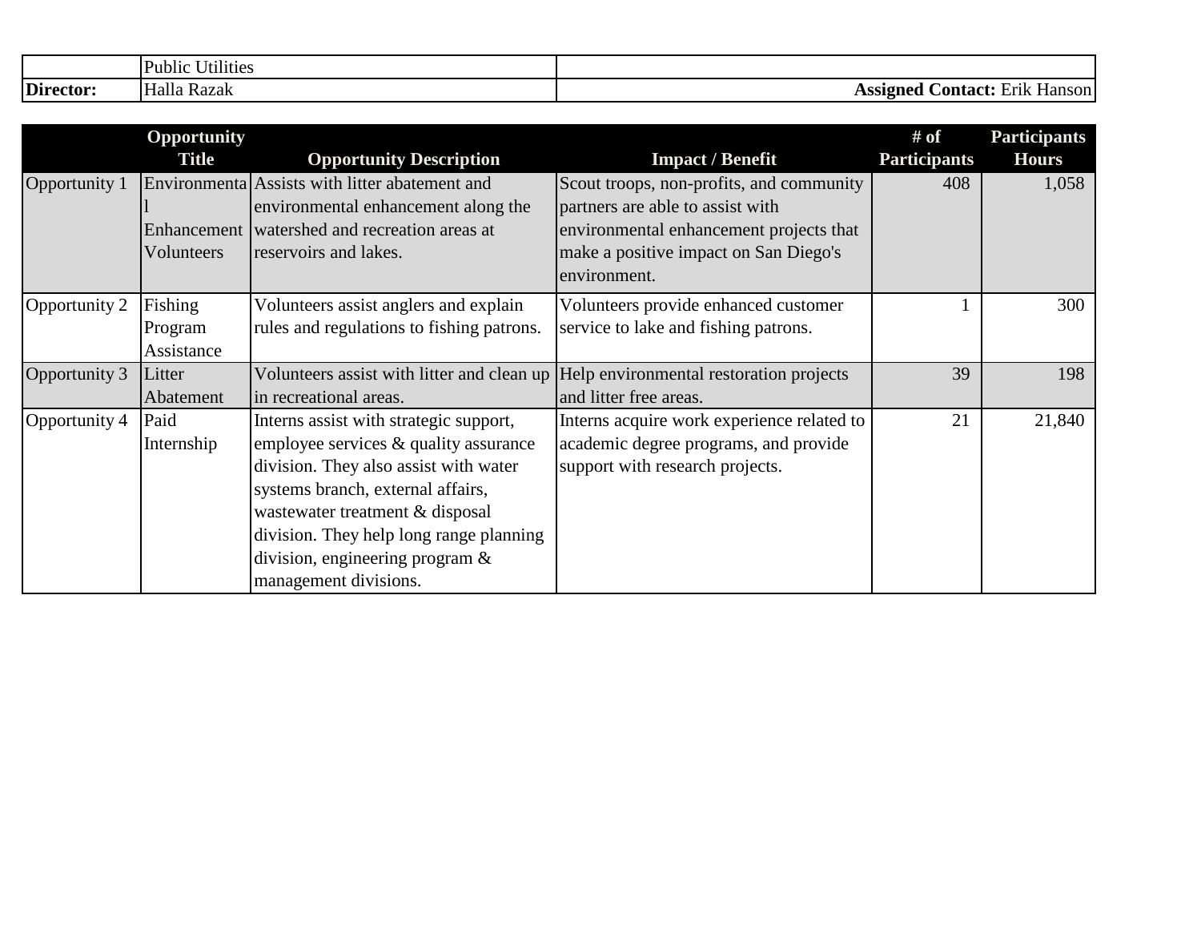| | Public Utilities | |
|---|---|---|
| **Director:** | Halla Razak | **Assigned Contact:** Erik Hanson |

| | Opportunity Title | Opportunity Description | Impact / Benefit | # of Participants | Participants Hours |
|---|---|---|---|---|---|
| Opportunity 1 | Environmental Enhancement Volunteers | Assists with litter abatement and environmental enhancement along the watershed and recreation areas at reservoirs and lakes. | Scout troops, non-profits, and community partners are able to assist with environmental enhancement projects that make a positive impact on San Diego's environment. | 408 | 1,058 |
| Opportunity 2 | Fishing Program Assistance | Volunteers assist anglers and explain rules and regulations to fishing patrons. | Volunteers provide enhanced customer service to lake and fishing patrons. | 1 | 300 |
| Opportunity 3 | Litter Abatement | Volunteers assist with litter and clean up in recreational areas. | Help environmental restoration projects and litter free areas. | 39 | 198 |
| Opportunity 4 | Paid Internship | Interns assist with strategic support, employee services & quality assurance division. They also assist with water systems branch, external affairs, wastewater treatment & disposal division. They help long range planning division, engineering program & management divisions. | Interns acquire work experience related to academic degree programs, and provide support with research projects. | 21 | 21,840 |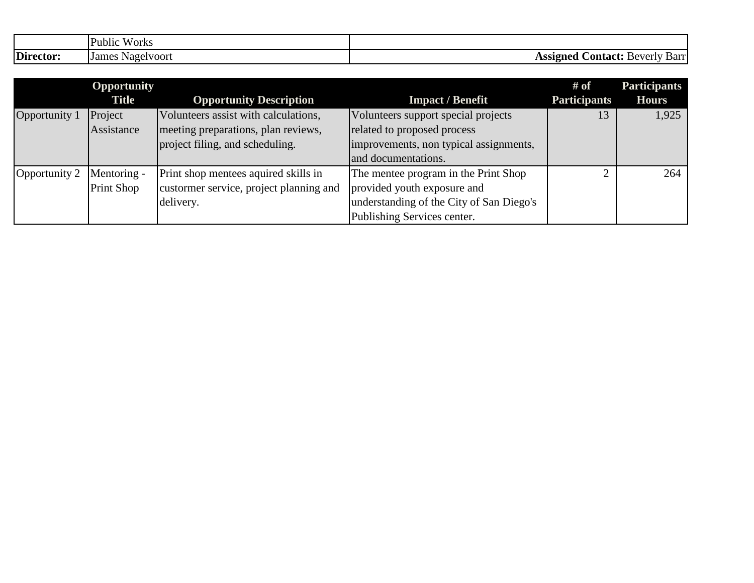| | Public Works | |
|---|---|---|
| **Director:** | James Nagelvoort | **Assigned Contact:** Beverly Barr |

| | Opportunity Title | Opportunity Description | Impact / Benefit | # of Participants | Participants Hours |
|---|---|---|---|---|---|
| Opportunity 1 | Project Assistance | Volunteers assist with calculations, meeting preparations, plan reviews, project filing, and scheduling. | Volunteers support special projects related to proposed process improvements, non typical assignments, and documentations. | 13 | 1,925 |
| Opportunity 2 | Mentoring - Print Shop | Print shop mentees aquired skills in custormer service, project planning and delivery. | The mentee program in the Print Shop provided youth exposure and understanding of the City of San Diego's Publishing Services center. | 2 | 264 |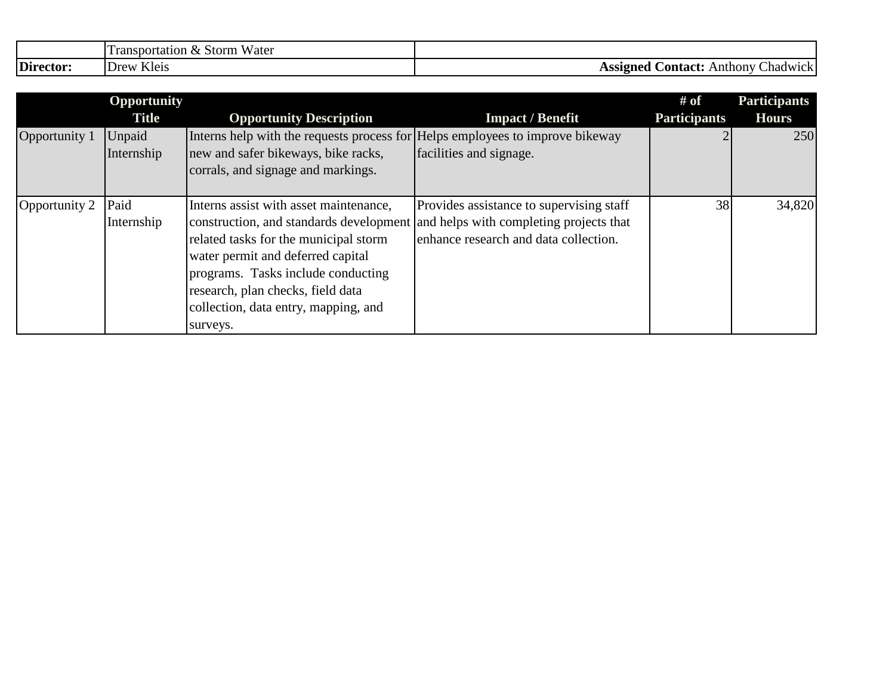| | | |
|---|---|---|
| | Transportation & Storm Water | |
| **Director:** | Drew Kleis | **Assigned Contact:** Anthony Chadwick |

| | Opportunity Title | Opportunity Description | Impact / Benefit | # of Participants | Participants Hours |
|---|---|---|---|---|---|
| Opportunity 1 | Unpaid Internship | Interns help with the requests process for new and safer bikeways, bike racks, corrals, and signage and markings. | Helps employees to improve bikeway facilities and signage. | 2 | 250 |
| Opportunity 2 | Paid Internship | Interns assist with asset maintenance, construction, and standards development related tasks for the municipal storm water permit and deferred capital programs. Tasks include conducting research, plan checks, field data collection, data entry, mapping, and surveys. | Provides assistance to supervising staff and helps with completing projects that enhance research and data collection. | 38 | 34,820 |